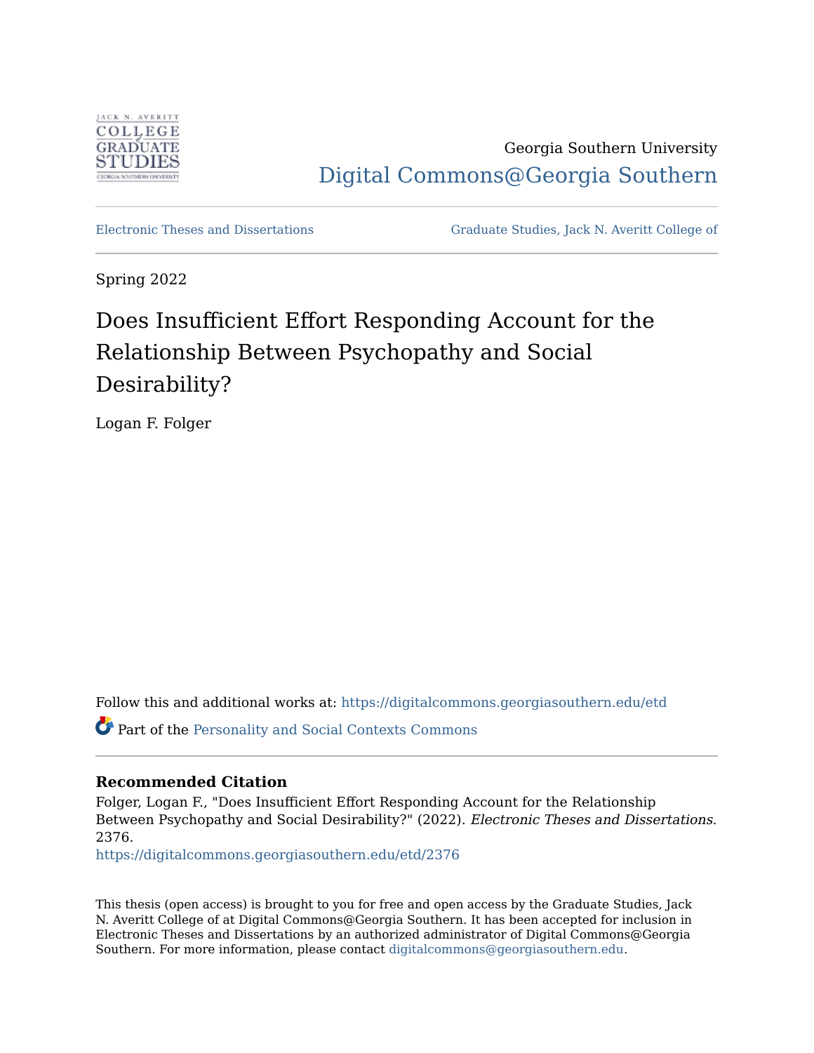Georgia Southern University

Digital Commons@Georgia Southern

Electronic Theses and Dissertations

Graduate Studies, Jack N. Averitt College of

Spring 2022

# Does Insufficient Effort Responding Account for the Relationship Between Psychopathy and Social Desirability?

Logan F. Folger

Follow this and additional works at: https://digitalcommons.georgiasouthern.edu/etd

Part of the Personality and Social Contexts Commons

### Recommended Citation

Folger, Logan F., "Does Insufficient Effort Responding Account for the Relationship Between Psychopathy and Social Desirability?" (2022). *Electronic Theses and Dissertations*. 2376.
https://digitalcommons.georgiasouthern.edu/etd/2376

This thesis (open access) is brought to you for free and open access by the Graduate Studies, Jack N. Averitt College of at Digital Commons@Georgia Southern. It has been accepted for inclusion in Electronic Theses and Dissertations by an authorized administrator of Digital Commons@Georgia Southern. For more information, please contact digitalcommons@georgiasouthern.edu.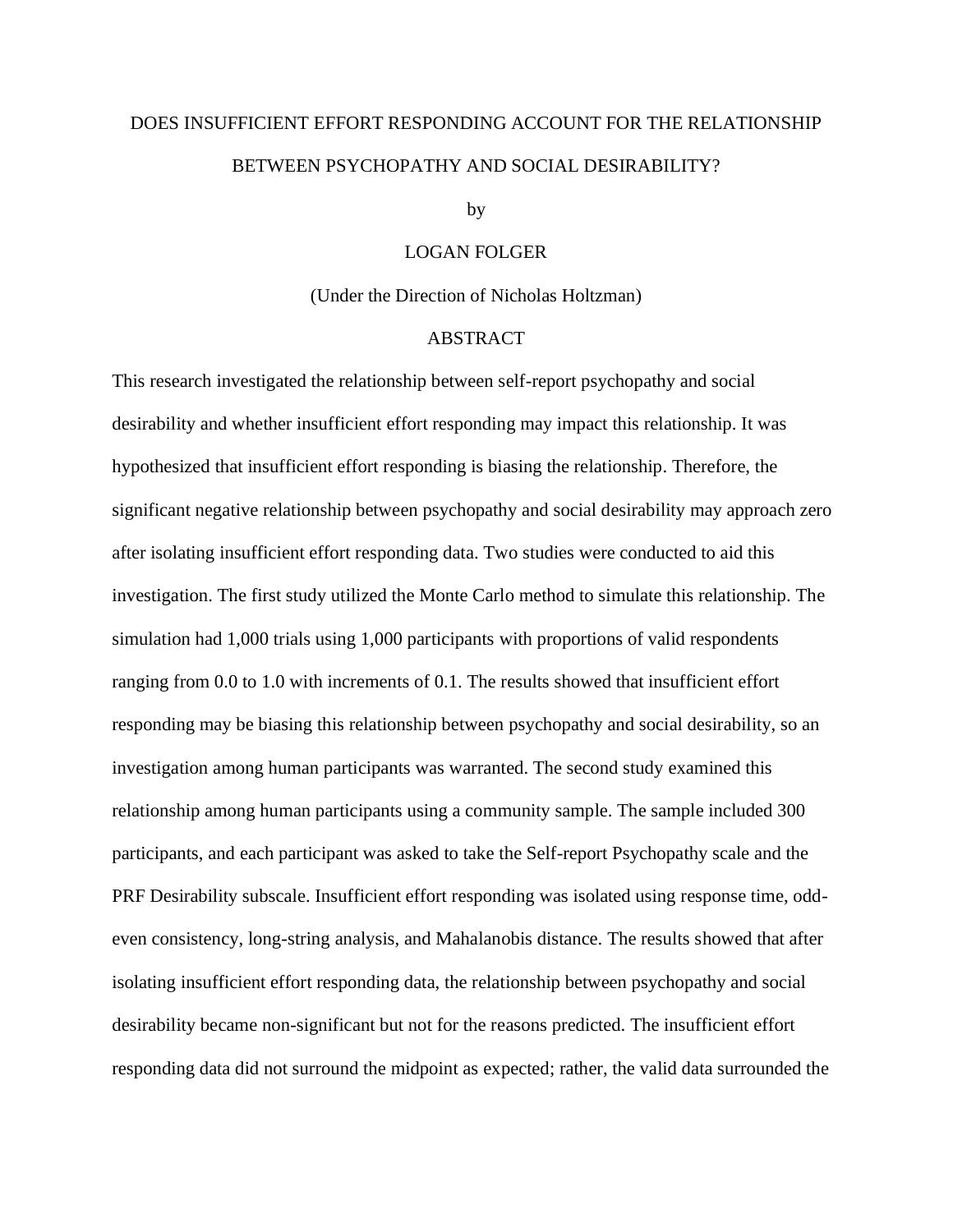DOES INSUFFICIENT EFFORT RESPONDING ACCOUNT FOR THE RELATIONSHIP BETWEEN PSYCHOPATHY AND SOCIAL DESIRABILITY?

by

LOGAN FOLGER

(Under the Direction of Nicholas Holtzman)

ABSTRACT

This research investigated the relationship between self-report psychopathy and social desirability and whether insufficient effort responding may impact this relationship. It was hypothesized that insufficient effort responding is biasing the relationship. Therefore, the significant negative relationship between psychopathy and social desirability may approach zero after isolating insufficient effort responding data. Two studies were conducted to aid this investigation. The first study utilized the Monte Carlo method to simulate this relationship. The simulation had 1,000 trials using 1,000 participants with proportions of valid respondents ranging from 0.0 to 1.0 with increments of 0.1. The results showed that insufficient effort responding may be biasing this relationship between psychopathy and social desirability, so an investigation among human participants was warranted. The second study examined this relationship among human participants using a community sample. The sample included 300 participants, and each participant was asked to take the Self-report Psychopathy scale and the PRF Desirability subscale. Insufficient effort responding was isolated using response time, odd-even consistency, long-string analysis, and Mahalanobis distance. The results showed that after isolating insufficient effort responding data, the relationship between psychopathy and social desirability became non-significant but not for the reasons predicted. The insufficient effort responding data did not surround the midpoint as expected; rather, the valid data surrounded the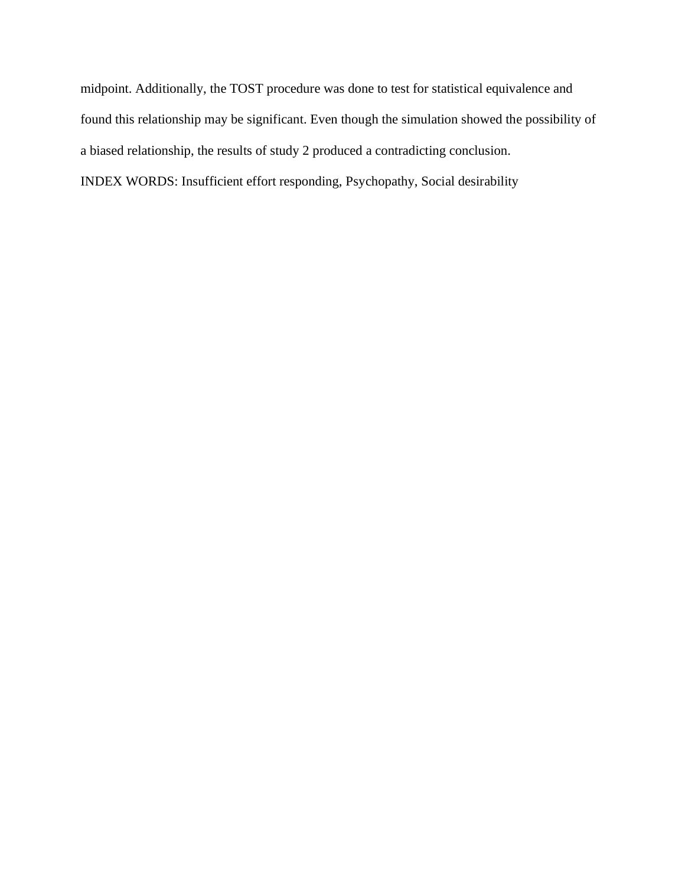midpoint. Additionally, the TOST procedure was done to test for statistical equivalence and found this relationship may be significant. Even though the simulation showed the possibility of a biased relationship, the results of study 2 produced a contradicting conclusion.

INDEX WORDS: Insufficient effort responding, Psychopathy, Social desirability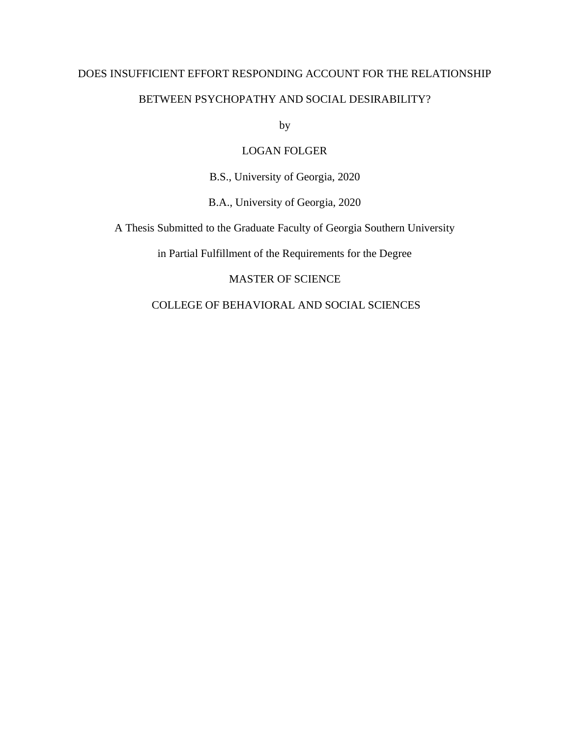DOES INSUFFICIENT EFFORT RESPONDING ACCOUNT FOR THE RELATIONSHIP

BETWEEN PSYCHOPATHY AND SOCIAL DESIRABILITY?

by

LOGAN FOLGER

B.S., University of Georgia, 2020

B.A., University of Georgia, 2020

A Thesis Submitted to the Graduate Faculty of Georgia Southern University

in Partial Fulfillment of the Requirements for the Degree

MASTER OF SCIENCE

COLLEGE OF BEHAVIORAL AND SOCIAL SCIENCES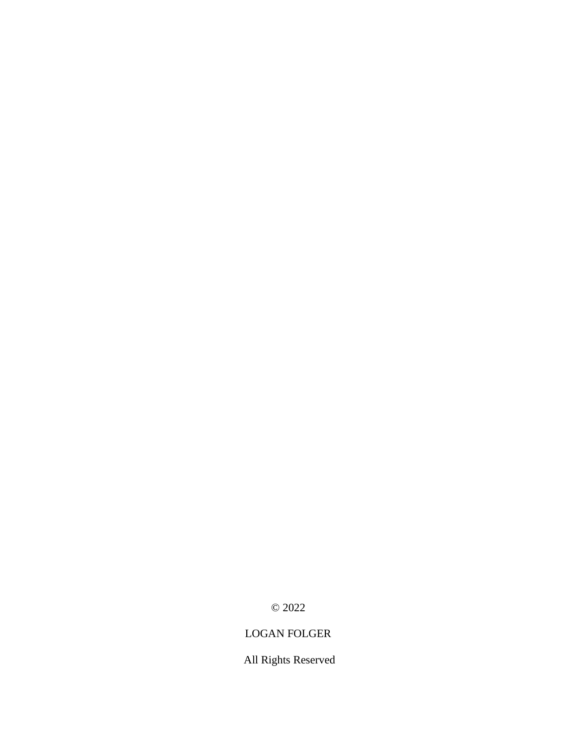© 2022

LOGAN FOLGER

All Rights Reserved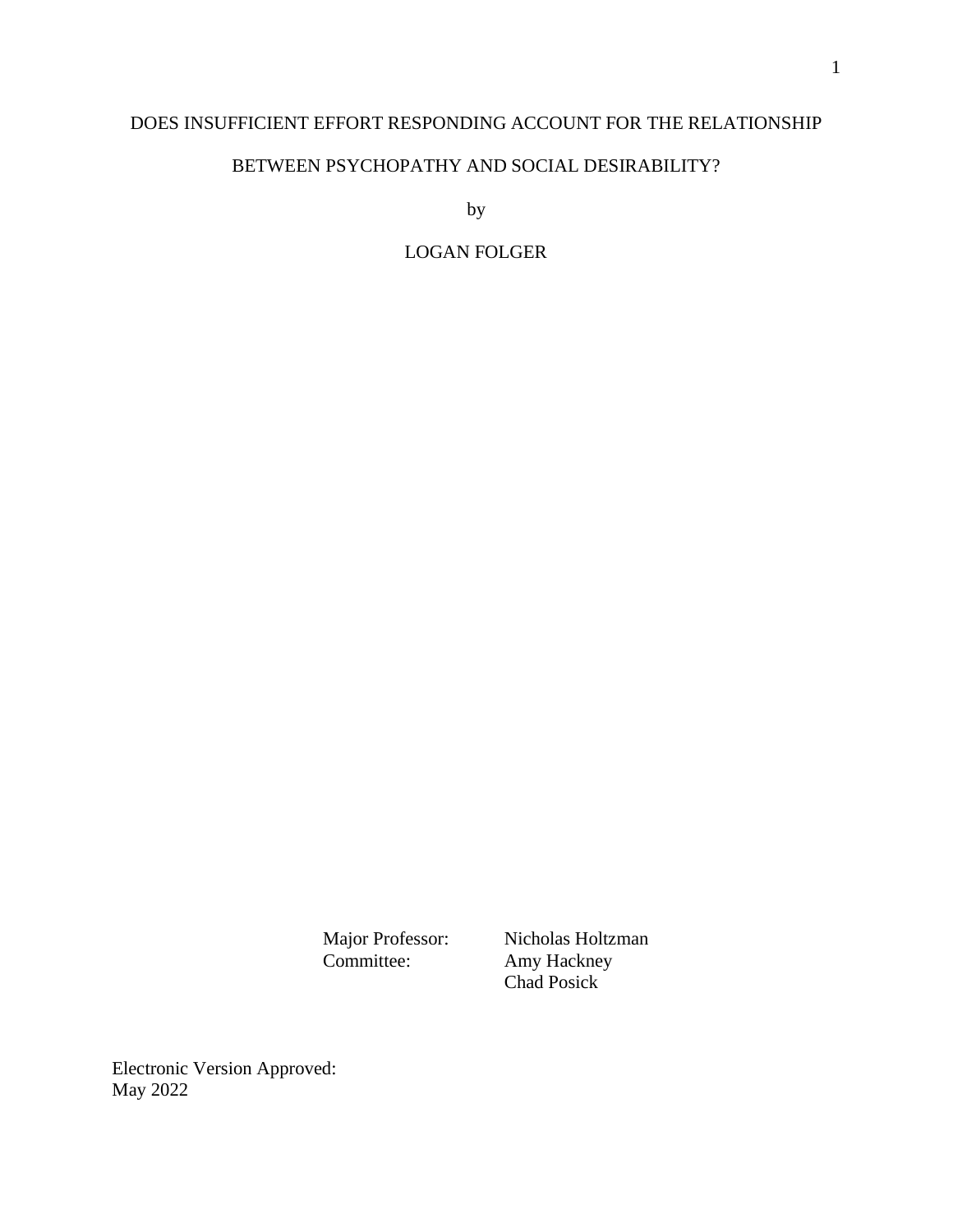DOES INSUFFICIENT EFFORT RESPONDING ACCOUNT FOR THE RELATIONSHIP BETWEEN PSYCHOPATHY AND SOCIAL DESIRABILITY?

by

LOGAN FOLGER

Major Professor: Nicholas Holtzman
Committee: Amy Hackney
Chad Posick

Electronic Version Approved:
May 2022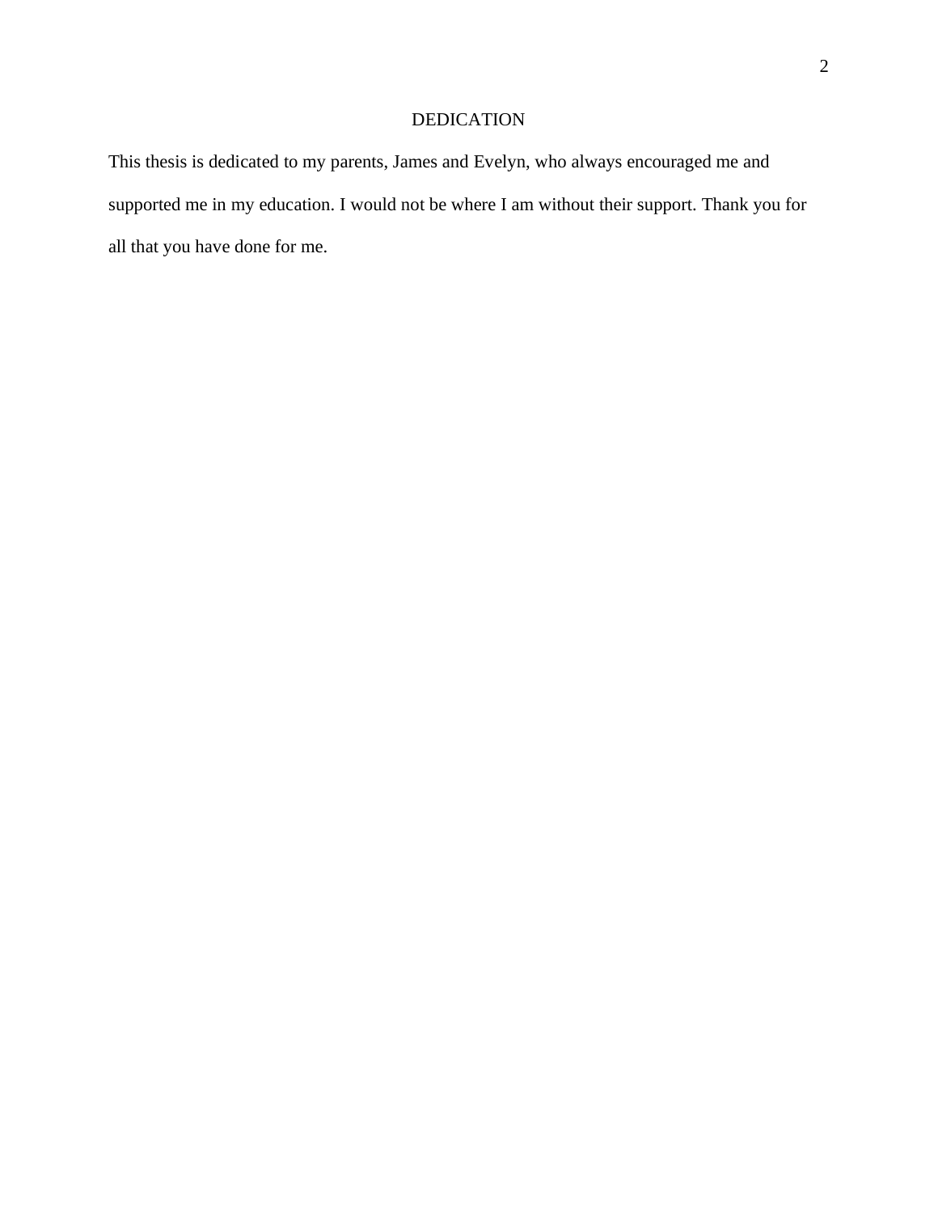# DEDICATION

This thesis is dedicated to my parents, James and Evelyn, who always encouraged me and supported me in my education. I would not be where I am without their support. Thank you for all that you have done for me.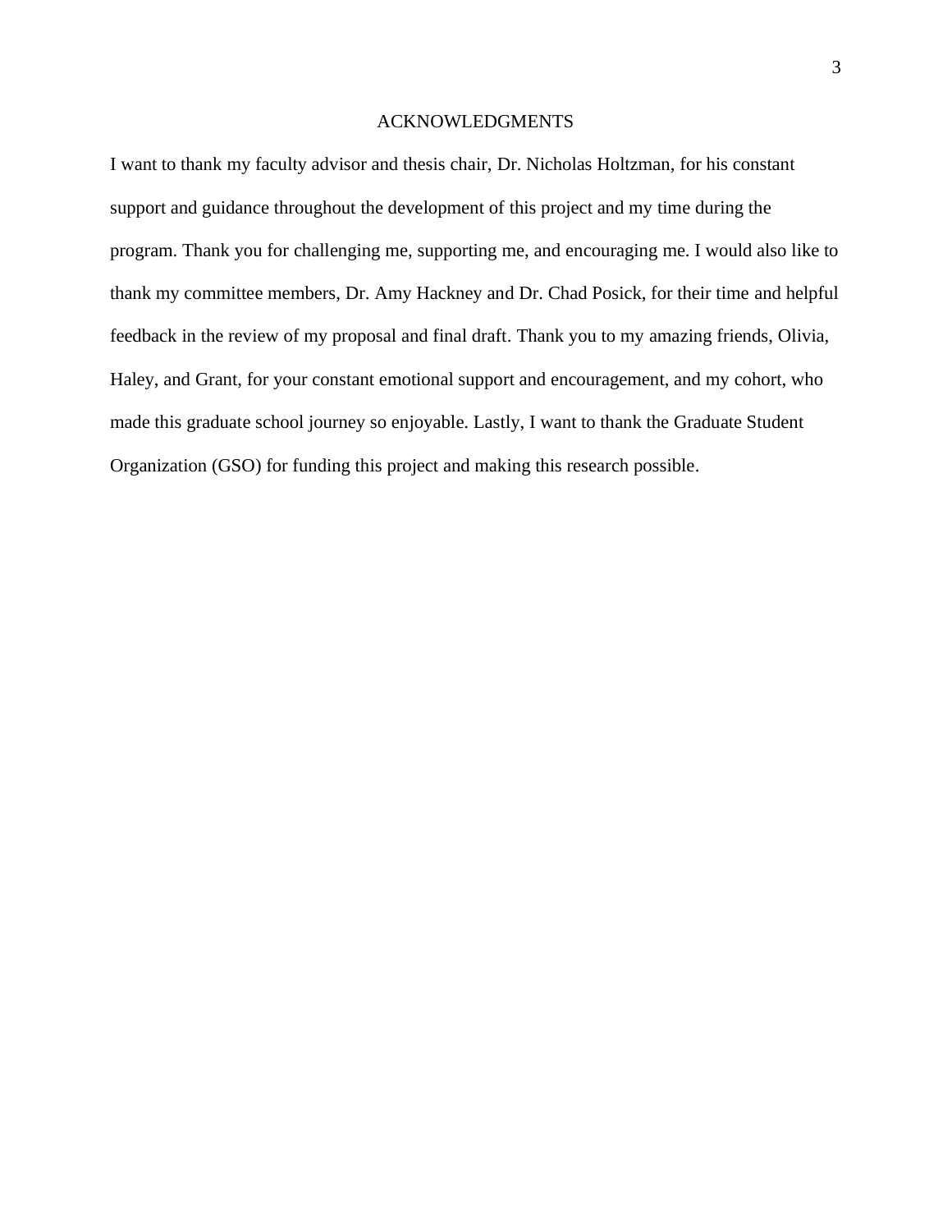# ACKNOWLEDGMENTS

I want to thank my faculty advisor and thesis chair, Dr. Nicholas Holtzman, for his constant support and guidance throughout the development of this project and my time during the program. Thank you for challenging me, supporting me, and encouraging me. I would also like to thank my committee members, Dr. Amy Hackney and Dr. Chad Posick, for their time and helpful feedback in the review of my proposal and final draft. Thank you to my amazing friends, Olivia, Haley, and Grant, for your constant emotional support and encouragement, and my cohort, who made this graduate school journey so enjoyable. Lastly, I want to thank the Graduate Student Organization (GSO) for funding this project and making this research possible.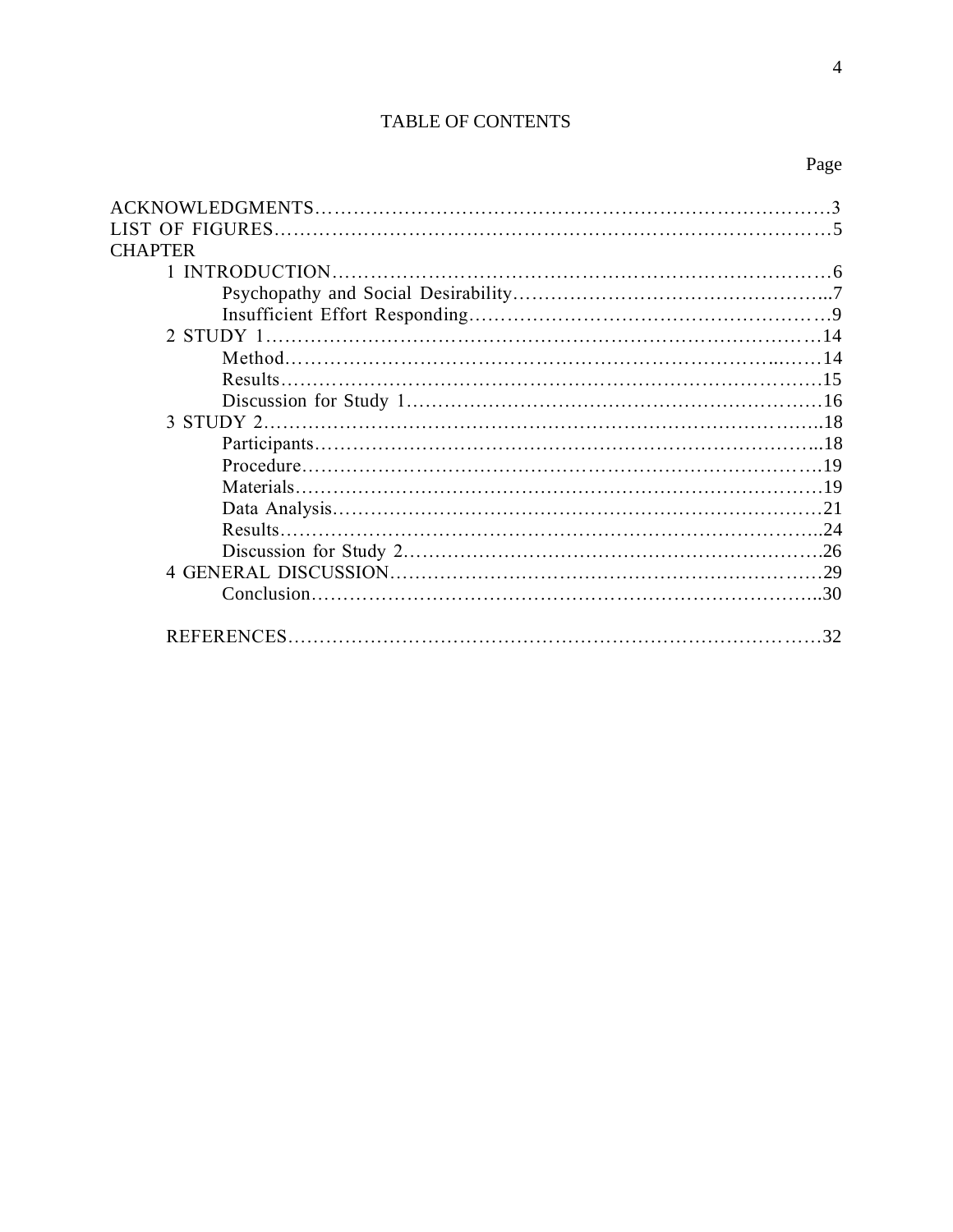# TABLE OF CONTENTS

Page

ACKNOWLEDGMENTS……………………………………………………………………3
LIST OF FIGURES………………………………………………………………………5
CHAPTER
- 1 INTRODUCTION……………………………………………………………………6
  - Psychopathy and Social Desirability…………………………………………..7
  - Insufficient Effort Responding…………………………………………………9
- 2 STUDY 1……………………………………………………………………………14
  - Method……………………………………………………………………...……14
  - Results……………………………………………………………………………15
  - Discussion for Study 1…………………………………………………………16
- 3 STUDY 2……………………………………………………………………………..18
  - Participants…………………………………………………………………...18
  - Procedure…………………………………………………………………….19
  - Materials………………………………………………………………………19
  - Data Analysis…………………………………………………………………21
  - Results………………………………………………………………………..24
  - Discussion for Study 2………………………………………………………..26
- 4 GENERAL DISCUSSION…………………………………………………………29
  - Conclusion…………………………………………………………………..30

REFERENCES………………………………………………………………………32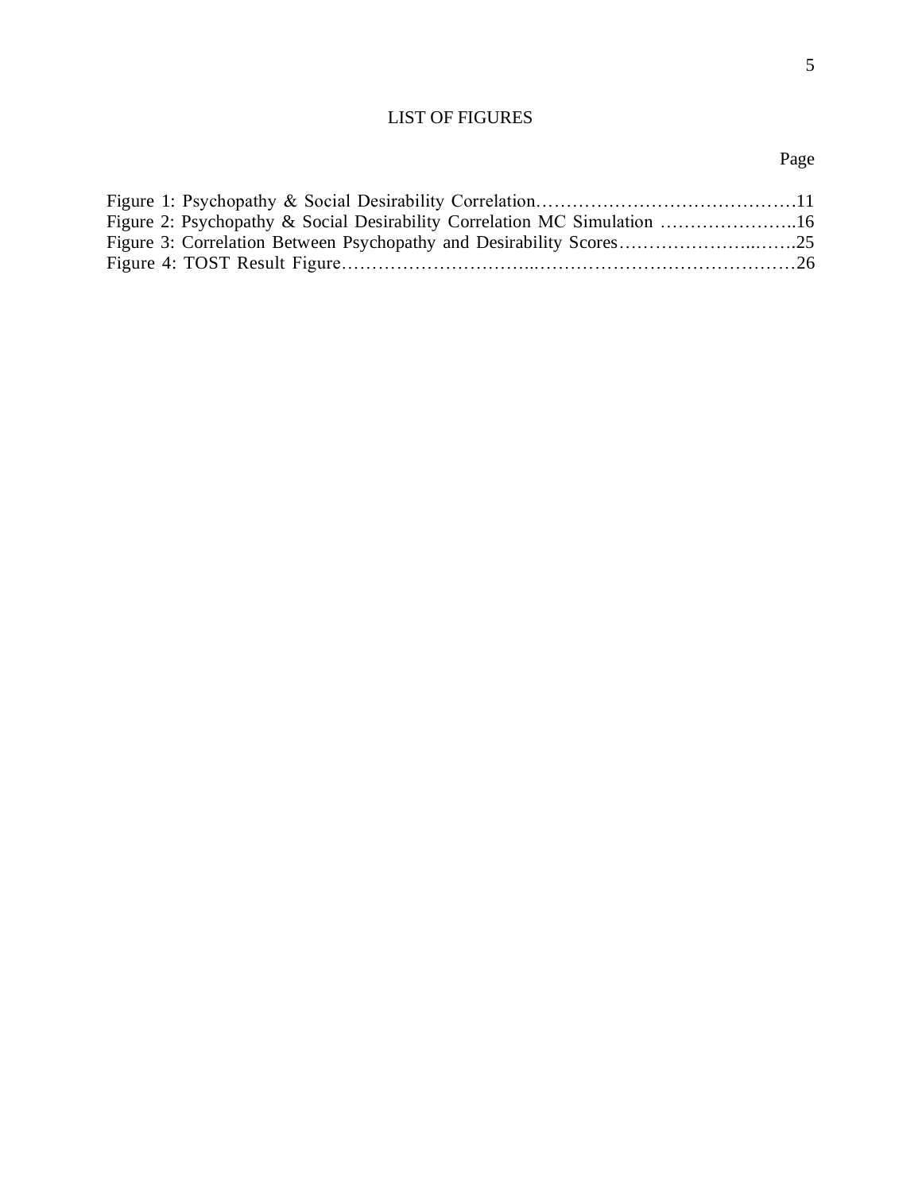# LIST OF FIGURES

| | Page |
|---|---|
| Figure 1: Psychopathy & Social Desirability Correlation | 11 |
| Figure 2: Psychopathy & Social Desirability Correlation MC Simulation | 16 |
| Figure 3: Correlation Between Psychopathy and Desirability Scores | 25 |
| Figure 4: TOST Result Figure | 26 |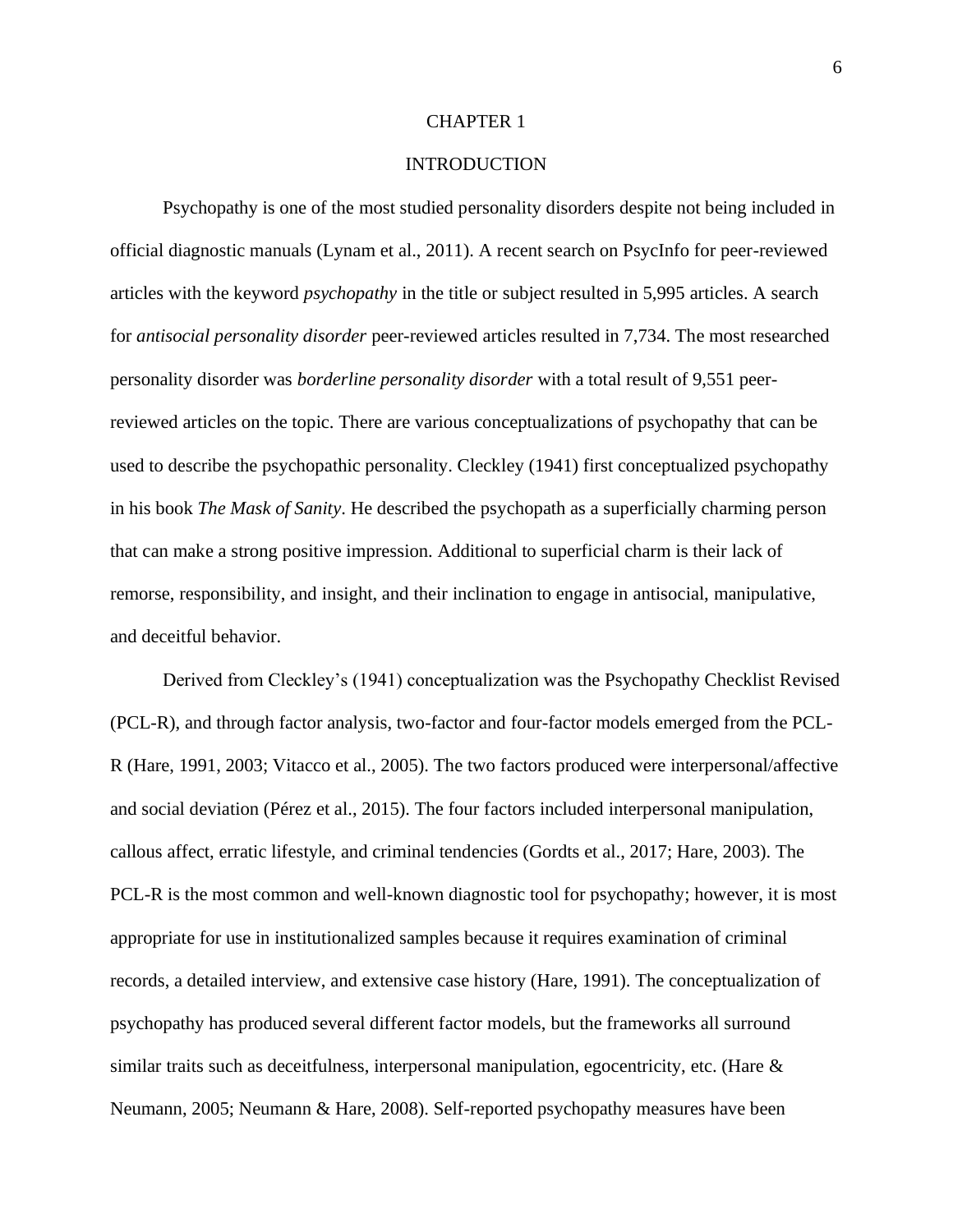# CHAPTER 1

# INTRODUCTION

Psychopathy is one of the most studied personality disorders despite not being included in official diagnostic manuals (Lynam et al., 2011). A recent search on PsycInfo for peer-reviewed articles with the keyword *psychopathy* in the title or subject resulted in 5,995 articles. A search for *antisocial personality disorder* peer-reviewed articles resulted in 7,734. The most researched personality disorder was *borderline personality disorder* with a total result of 9,551 peer-reviewed articles on the topic. There are various conceptualizations of psychopathy that can be used to describe the psychopathic personality. Cleckley (1941) first conceptualized psychopathy in his book *The Mask of Sanity*. He described the psychopath as a superficially charming person that can make a strong positive impression. Additional to superficial charm is their lack of remorse, responsibility, and insight, and their inclination to engage in antisocial, manipulative, and deceitful behavior.

Derived from Cleckley's (1941) conceptualization was the Psychopathy Checklist Revised (PCL-R), and through factor analysis, two-factor and four-factor models emerged from the PCL-R (Hare, 1991, 2003; Vitacco et al., 2005). The two factors produced were interpersonal/affective and social deviation (Pérez et al., 2015). The four factors included interpersonal manipulation, callous affect, erratic lifestyle, and criminal tendencies (Gordts et al., 2017; Hare, 2003). The PCL-R is the most common and well-known diagnostic tool for psychopathy; however, it is most appropriate for use in institutionalized samples because it requires examination of criminal records, a detailed interview, and extensive case history (Hare, 1991). The conceptualization of psychopathy has produced several different factor models, but the frameworks all surround similar traits such as deceitfulness, interpersonal manipulation, egocentricity, etc. (Hare & Neumann, 2005; Neumann & Hare, 2008). Self-reported psychopathy measures have been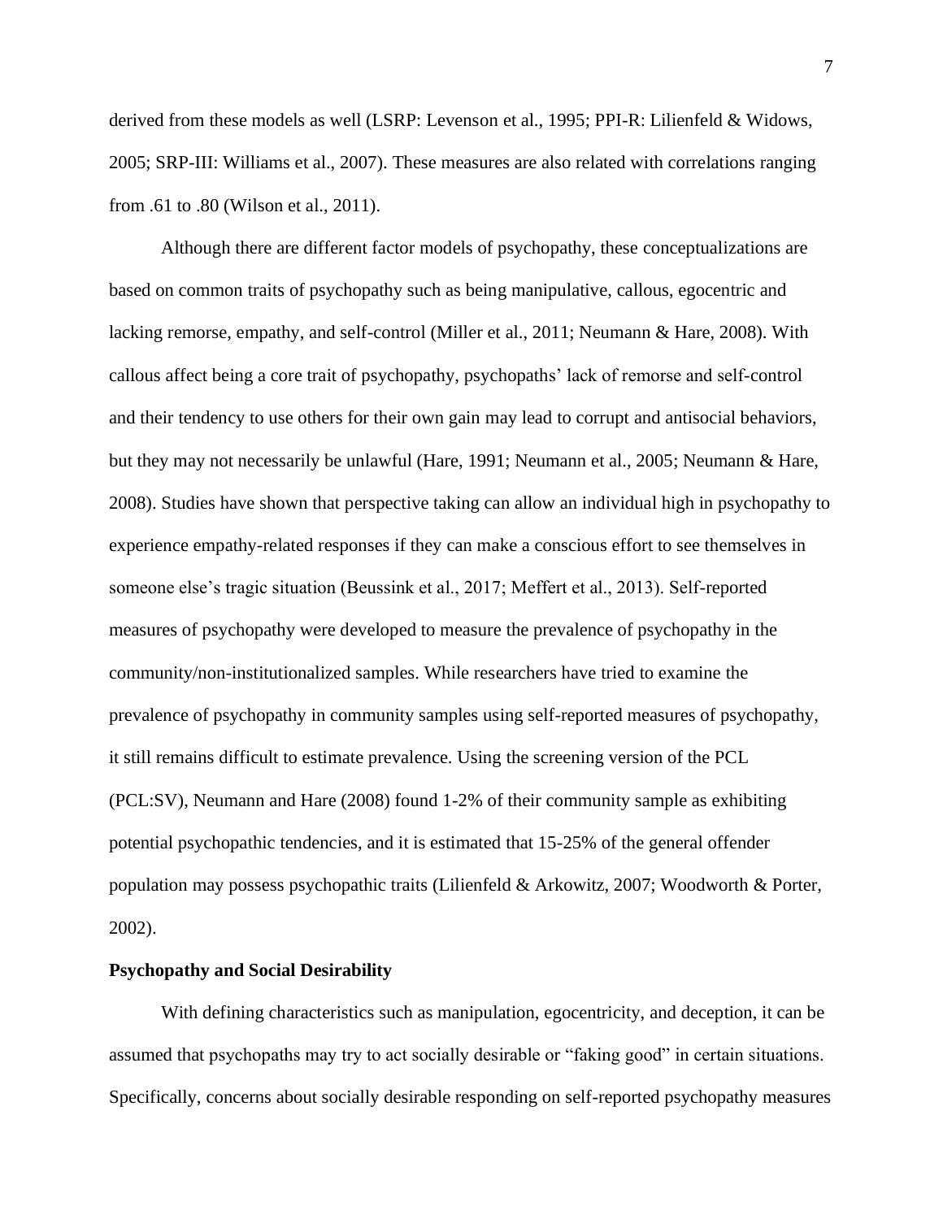derived from these models as well (LSRP: Levenson et al., 1995; PPI-R: Lilienfeld & Widows, 2005; SRP-III: Williams et al., 2007). These measures are also related with correlations ranging from .61 to .80 (Wilson et al., 2011).

Although there are different factor models of psychopathy, these conceptualizations are based on common traits of psychopathy such as being manipulative, callous, egocentric and lacking remorse, empathy, and self-control (Miller et al., 2011; Neumann & Hare, 2008). With callous affect being a core trait of psychopathy, psychopaths' lack of remorse and self-control and their tendency to use others for their own gain may lead to corrupt and antisocial behaviors, but they may not necessarily be unlawful (Hare, 1991; Neumann et al., 2005; Neumann & Hare, 2008). Studies have shown that perspective taking can allow an individual high in psychopathy to experience empathy-related responses if they can make a conscious effort to see themselves in someone else's tragic situation (Beussink et al., 2017; Meffert et al., 2013). Self-reported measures of psychopathy were developed to measure the prevalence of psychopathy in the community/non-institutionalized samples. While researchers have tried to examine the prevalence of psychopathy in community samples using self-reported measures of psychopathy, it still remains difficult to estimate prevalence. Using the screening version of the PCL (PCL:SV), Neumann and Hare (2008) found 1-2% of their community sample as exhibiting potential psychopathic tendencies, and it is estimated that 15-25% of the general offender population may possess psychopathic traits (Lilienfeld & Arkowitz, 2007; Woodworth & Porter, 2002).

**Psychopathy and Social Desirability**

With defining characteristics such as manipulation, egocentricity, and deception, it can be assumed that psychopaths may try to act socially desirable or "faking good" in certain situations. Specifically, concerns about socially desirable responding on self-reported psychopathy measures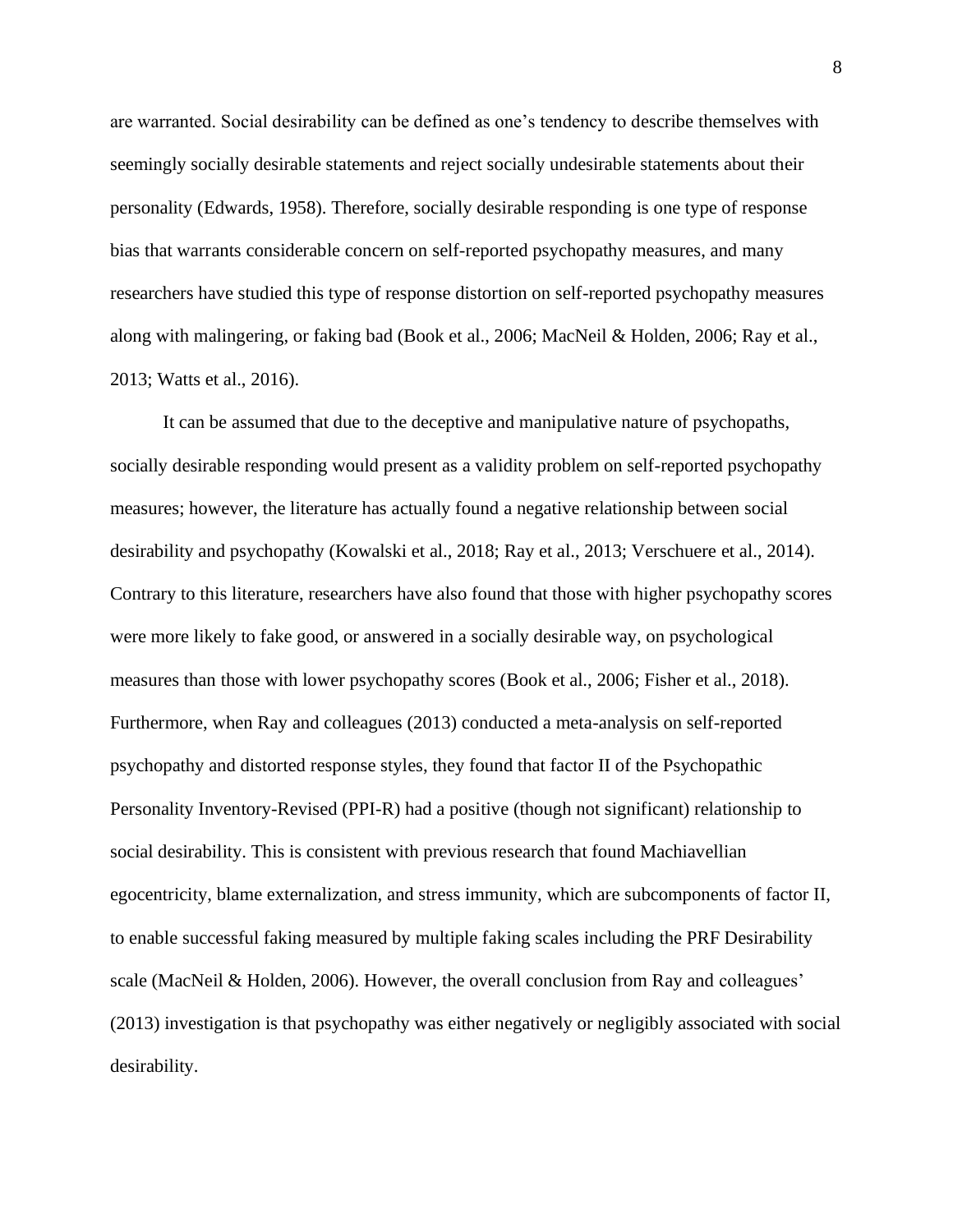are warranted. Social desirability can be defined as one's tendency to describe themselves with seemingly socially desirable statements and reject socially undesirable statements about their personality (Edwards, 1958). Therefore, socially desirable responding is one type of response bias that warrants considerable concern on self-reported psychopathy measures, and many researchers have studied this type of response distortion on self-reported psychopathy measures along with malingering, or faking bad (Book et al., 2006; MacNeil & Holden, 2006; Ray et al., 2013; Watts et al., 2016).

It can be assumed that due to the deceptive and manipulative nature of psychopaths, socially desirable responding would present as a validity problem on self-reported psychopathy measures; however, the literature has actually found a negative relationship between social desirability and psychopathy (Kowalski et al., 2018; Ray et al., 2013; Verschuere et al., 2014). Contrary to this literature, researchers have also found that those with higher psychopathy scores were more likely to fake good, or answered in a socially desirable way, on psychological measures than those with lower psychopathy scores (Book et al., 2006; Fisher et al., 2018). Furthermore, when Ray and colleagues (2013) conducted a meta-analysis on self-reported psychopathy and distorted response styles, they found that factor II of the Psychopathic Personality Inventory-Revised (PPI-R) had a positive (though not significant) relationship to social desirability. This is consistent with previous research that found Machiavellian egocentricity, blame externalization, and stress immunity, which are subcomponents of factor II, to enable successful faking measured by multiple faking scales including the PRF Desirability scale (MacNeil & Holden, 2006). However, the overall conclusion from Ray and colleagues' (2013) investigation is that psychopathy was either negatively or negligibly associated with social desirability.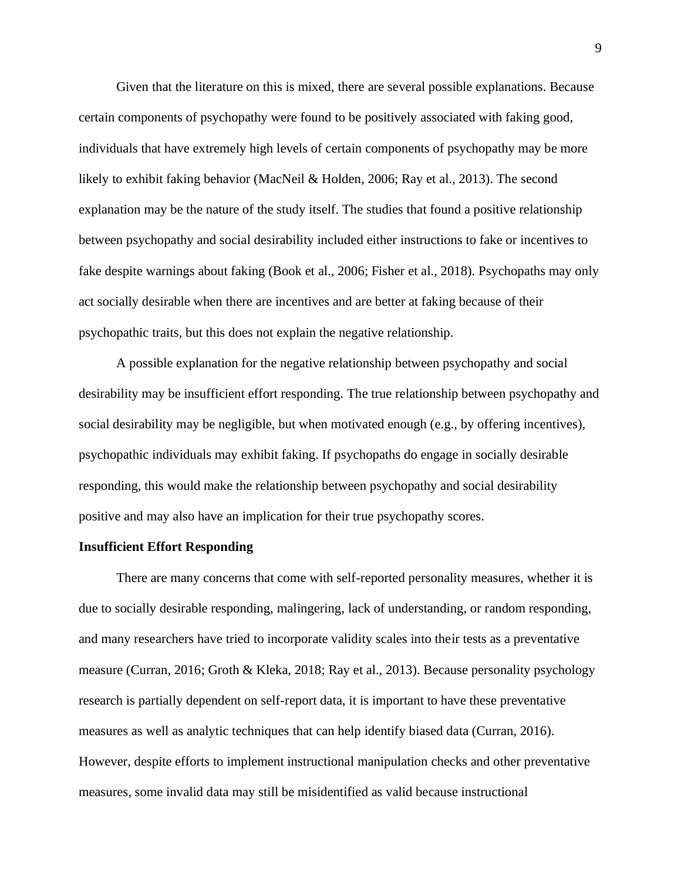Given that the literature on this is mixed, there are several possible explanations. Because certain components of psychopathy were found to be positively associated with faking good, individuals that have extremely high levels of certain components of psychopathy may be more likely to exhibit faking behavior (MacNeil & Holden, 2006; Ray et al., 2013). The second explanation may be the nature of the study itself. The studies that found a positive relationship between psychopathy and social desirability included either instructions to fake or incentives to fake despite warnings about faking (Book et al., 2006; Fisher et al., 2018). Psychopaths may only act socially desirable when there are incentives and are better at faking because of their psychopathic traits, but this does not explain the negative relationship.

A possible explanation for the negative relationship between psychopathy and social desirability may be insufficient effort responding. The true relationship between psychopathy and social desirability may be negligible, but when motivated enough (e.g., by offering incentives), psychopathic individuals may exhibit faking. If psychopaths do engage in socially desirable responding, this would make the relationship between psychopathy and social desirability positive and may also have an implication for their true psychopathy scores.

**Insufficient Effort Responding**

There are many concerns that come with self-reported personality measures, whether it is due to socially desirable responding, malingering, lack of understanding, or random responding, and many researchers have tried to incorporate validity scales into their tests as a preventative measure (Curran, 2016; Groth & Kleka, 2018; Ray et al., 2013). Because personality psychology research is partially dependent on self-report data, it is important to have these preventative measures as well as analytic techniques that can help identify biased data (Curran, 2016). However, despite efforts to implement instructional manipulation checks and other preventative measures, some invalid data may still be misidentified as valid because instructional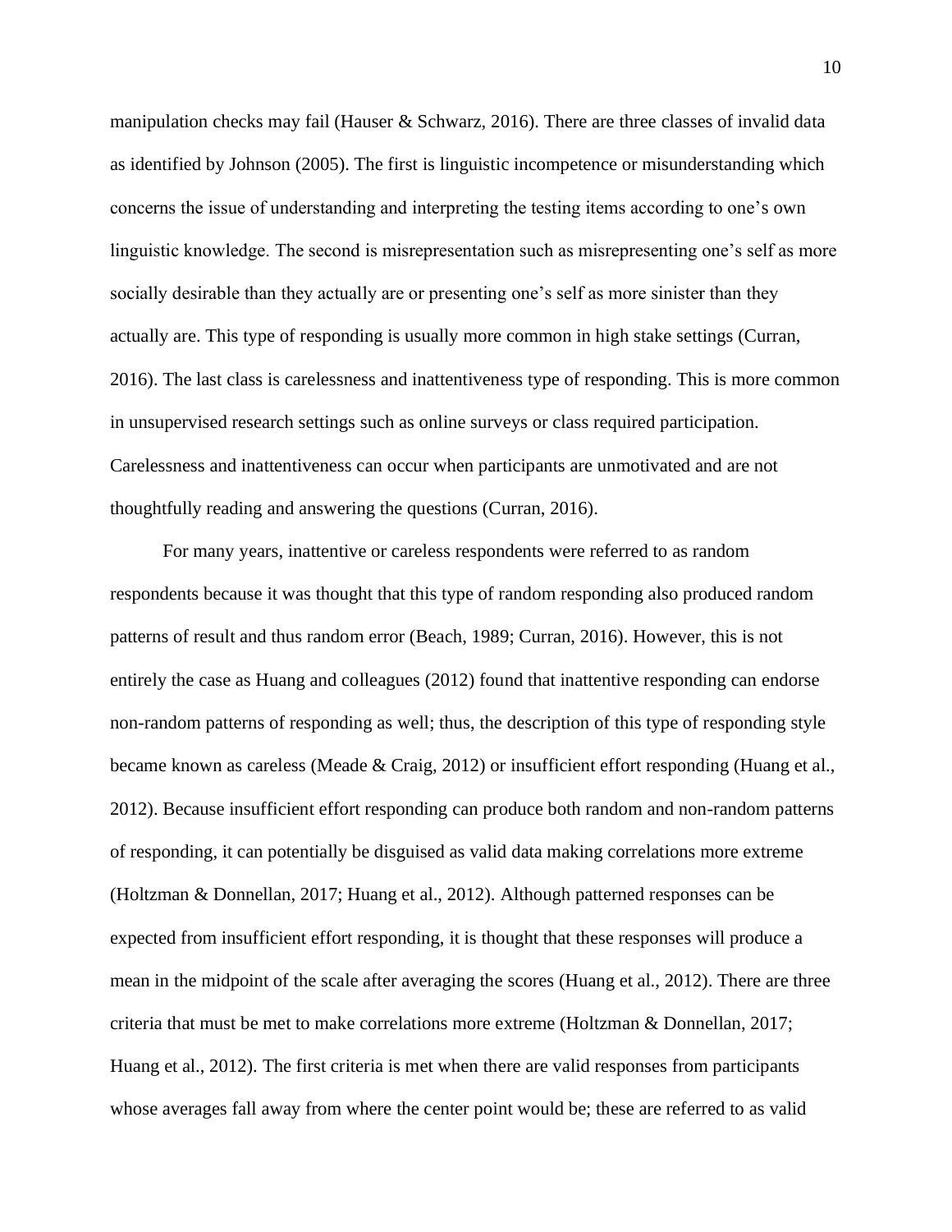manipulation checks may fail (Hauser & Schwarz, 2016). There are three classes of invalid data as identified by Johnson (2005). The first is linguistic incompetence or misunderstanding which concerns the issue of understanding and interpreting the testing items according to one's own linguistic knowledge. The second is misrepresentation such as misrepresenting one's self as more socially desirable than they actually are or presenting one's self as more sinister than they actually are. This type of responding is usually more common in high stake settings (Curran, 2016). The last class is carelessness and inattentiveness type of responding. This is more common in unsupervised research settings such as online surveys or class required participation. Carelessness and inattentiveness can occur when participants are unmotivated and are not thoughtfully reading and answering the questions (Curran, 2016).

For many years, inattentive or careless respondents were referred to as random respondents because it was thought that this type of random responding also produced random patterns of result and thus random error (Beach, 1989; Curran, 2016). However, this is not entirely the case as Huang and colleagues (2012) found that inattentive responding can endorse non-random patterns of responding as well; thus, the description of this type of responding style became known as careless (Meade & Craig, 2012) or insufficient effort responding (Huang et al., 2012). Because insufficient effort responding can produce both random and non-random patterns of responding, it can potentially be disguised as valid data making correlations more extreme (Holtzman & Donnellan, 2017; Huang et al., 2012). Although patterned responses can be expected from insufficient effort responding, it is thought that these responses will produce a mean in the midpoint of the scale after averaging the scores (Huang et al., 2012). There are three criteria that must be met to make correlations more extreme (Holtzman & Donnellan, 2017; Huang et al., 2012). The first criteria is met when there are valid responses from participants whose averages fall away from where the center point would be; these are referred to as valid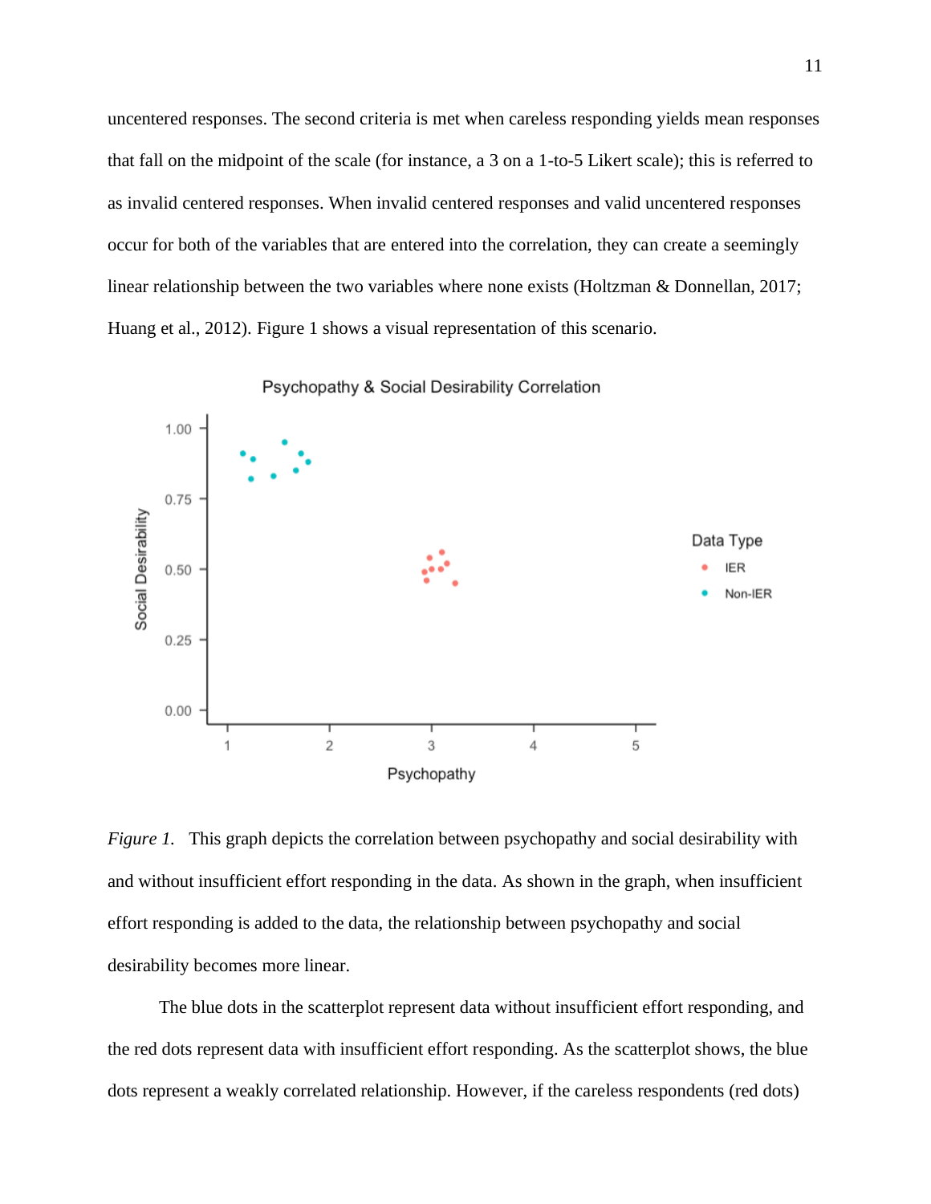uncentered responses. The second criteria is met when careless responding yields mean responses that fall on the midpoint of the scale (for instance, a 3 on a 1-to-5 Likert scale); this is referred to as invalid centered responses. When invalid centered responses and valid uncentered responses occur for both of the variables that are entered into the correlation, they can create a seemingly linear relationship between the two variables where none exists (Holtzman & Donnellan, 2017; Huang et al., 2012). Figure 1 shows a visual representation of this scenario.

*Figure 1.* This graph depicts the correlation between psychopathy and social desirability with and without insufficient effort responding in the data. As shown in the graph, when insufficient effort responding is added to the data, the relationship between psychopathy and social desirability becomes more linear.

The blue dots in the scatterplot represent data without insufficient effort responding, and the red dots represent data with insufficient effort responding. As the scatterplot shows, the blue dots represent a weakly correlated relationship. However, if the careless respondents (red dots)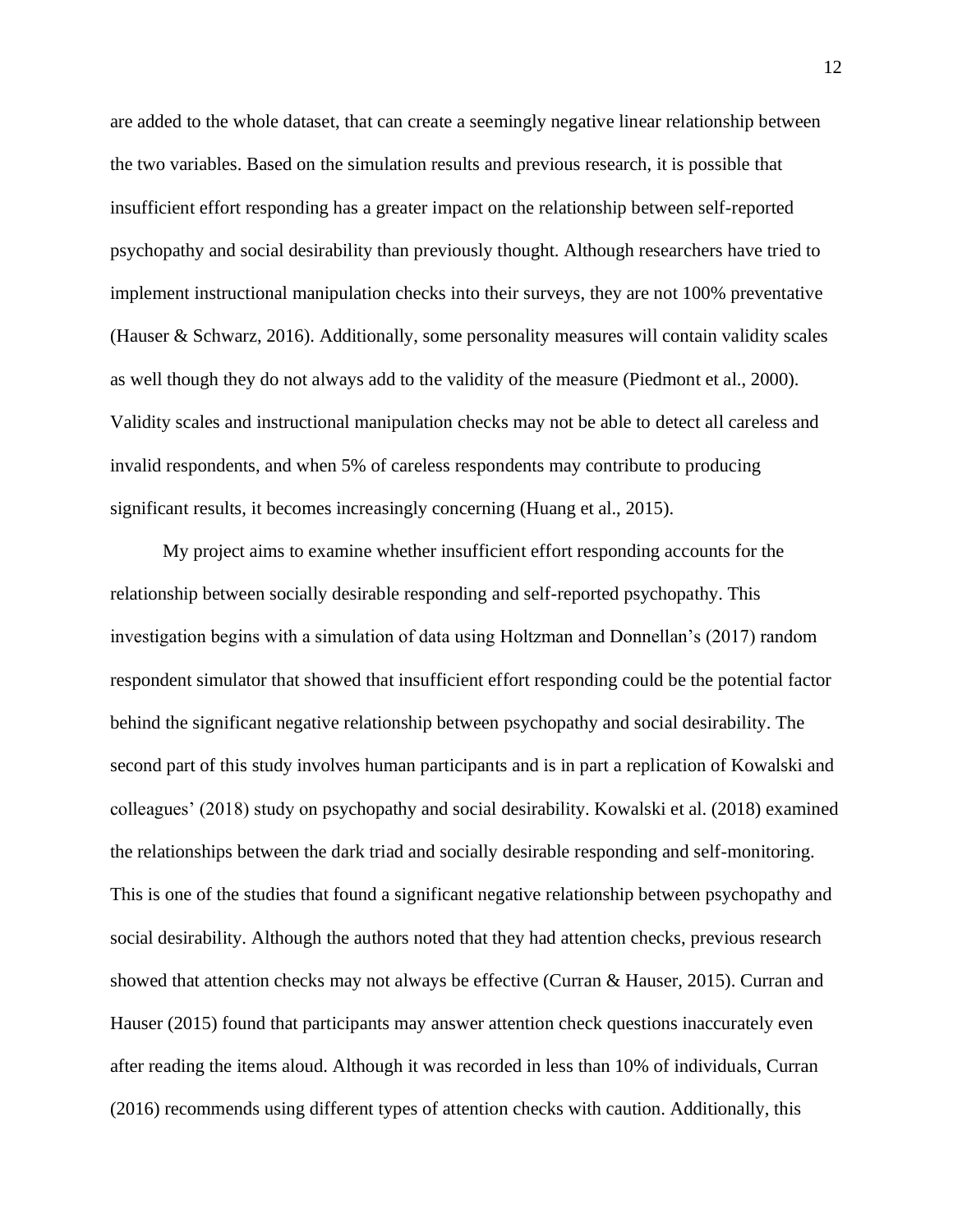are added to the whole dataset, that can create a seemingly negative linear relationship between the two variables. Based on the simulation results and previous research, it is possible that insufficient effort responding has a greater impact on the relationship between self-reported psychopathy and social desirability than previously thought. Although researchers have tried to implement instructional manipulation checks into their surveys, they are not 100% preventative (Hauser & Schwarz, 2016). Additionally, some personality measures will contain validity scales as well though they do not always add to the validity of the measure (Piedmont et al., 2000). Validity scales and instructional manipulation checks may not be able to detect all careless and invalid respondents, and when 5% of careless respondents may contribute to producing significant results, it becomes increasingly concerning (Huang et al., 2015).

My project aims to examine whether insufficient effort responding accounts for the relationship between socially desirable responding and self-reported psychopathy. This investigation begins with a simulation of data using Holtzman and Donnellan's (2017) random respondent simulator that showed that insufficient effort responding could be the potential factor behind the significant negative relationship between psychopathy and social desirability. The second part of this study involves human participants and is in part a replication of Kowalski and colleagues' (2018) study on psychopathy and social desirability. Kowalski et al. (2018) examined the relationships between the dark triad and socially desirable responding and self-monitoring. This is one of the studies that found a significant negative relationship between psychopathy and social desirability. Although the authors noted that they had attention checks, previous research showed that attention checks may not always be effective (Curran & Hauser, 2015). Curran and Hauser (2015) found that participants may answer attention check questions inaccurately even after reading the items aloud. Although it was recorded in less than 10% of individuals, Curran (2016) recommends using different types of attention checks with caution. Additionally, this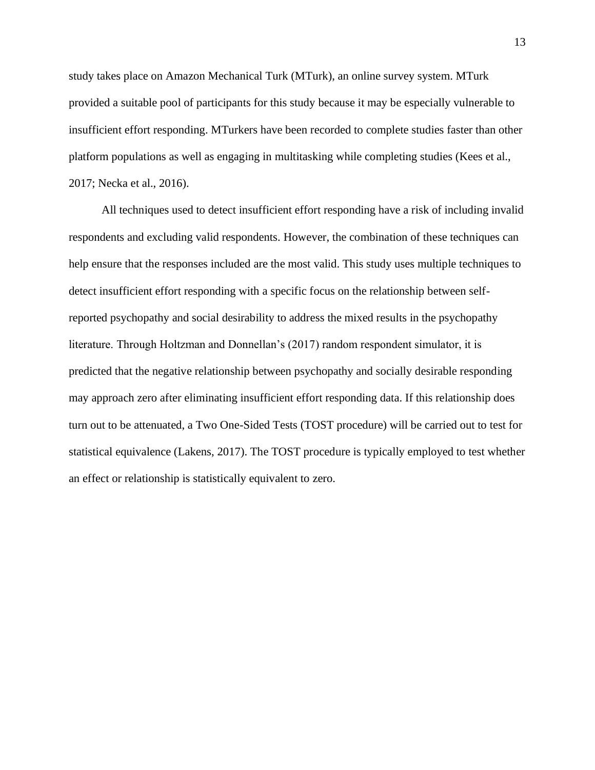study takes place on Amazon Mechanical Turk (MTurk), an online survey system. MTurk provided a suitable pool of participants for this study because it may be especially vulnerable to insufficient effort responding. MTurkers have been recorded to complete studies faster than other platform populations as well as engaging in multitasking while completing studies (Kees et al., 2017; Necka et al., 2016).

All techniques used to detect insufficient effort responding have a risk of including invalid respondents and excluding valid respondents. However, the combination of these techniques can help ensure that the responses included are the most valid. This study uses multiple techniques to detect insufficient effort responding with a specific focus on the relationship between self-reported psychopathy and social desirability to address the mixed results in the psychopathy literature. Through Holtzman and Donnellan's (2017) random respondent simulator, it is predicted that the negative relationship between psychopathy and socially desirable responding may approach zero after eliminating insufficient effort responding data. If this relationship does turn out to be attenuated, a Two One-Sided Tests (TOST procedure) will be carried out to test for statistical equivalence (Lakens, 2017). The TOST procedure is typically employed to test whether an effect or relationship is statistically equivalent to zero.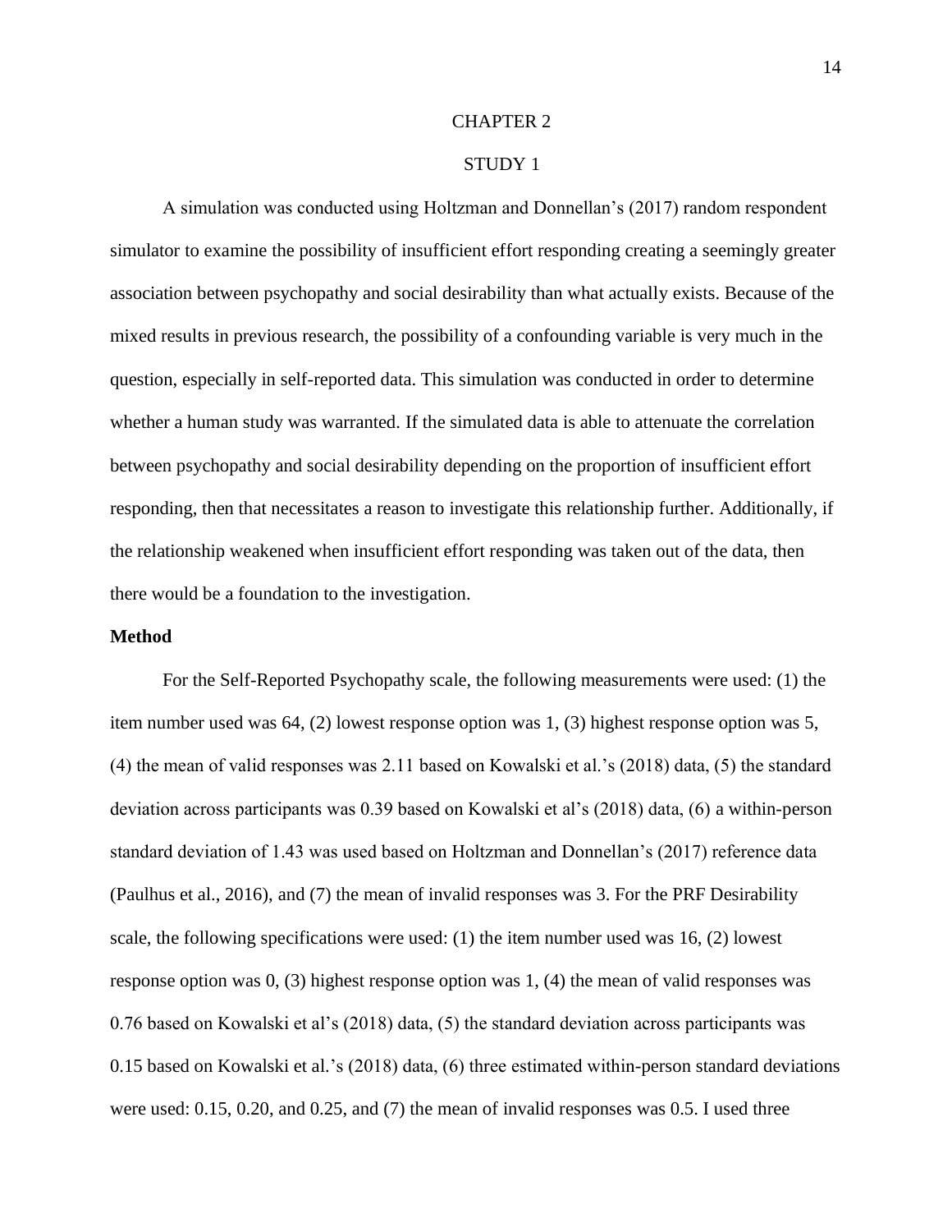# CHAPTER 2

# STUDY 1

A simulation was conducted using Holtzman and Donnellan's (2017) random respondent simulator to examine the possibility of insufficient effort responding creating a seemingly greater association between psychopathy and social desirability than what actually exists. Because of the mixed results in previous research, the possibility of a confounding variable is very much in the question, especially in self-reported data. This simulation was conducted in order to determine whether a human study was warranted. If the simulated data is able to attenuate the correlation between psychopathy and social desirability depending on the proportion of insufficient effort responding, then that necessitates a reason to investigate this relationship further. Additionally, if the relationship weakened when insufficient effort responding was taken out of the data, then there would be a foundation to the investigation.

**Method**

For the Self-Reported Psychopathy scale, the following measurements were used: (1) the item number used was 64, (2) lowest response option was 1, (3) highest response option was 5, (4) the mean of valid responses was 2.11 based on Kowalski et al.'s (2018) data, (5) the standard deviation across participants was 0.39 based on Kowalski et al's (2018) data, (6) a within-person standard deviation of 1.43 was used based on Holtzman and Donnellan's (2017) reference data (Paulhus et al., 2016), and (7) the mean of invalid responses was 3. For the PRF Desirability scale, the following specifications were used: (1) the item number used was 16, (2) lowest response option was 0, (3) highest response option was 1, (4) the mean of valid responses was 0.76 based on Kowalski et al's (2018) data, (5) the standard deviation across participants was 0.15 based on Kowalski et al.'s (2018) data, (6) three estimated within-person standard deviations were used: 0.15, 0.20, and 0.25, and (7) the mean of invalid responses was 0.5. I used three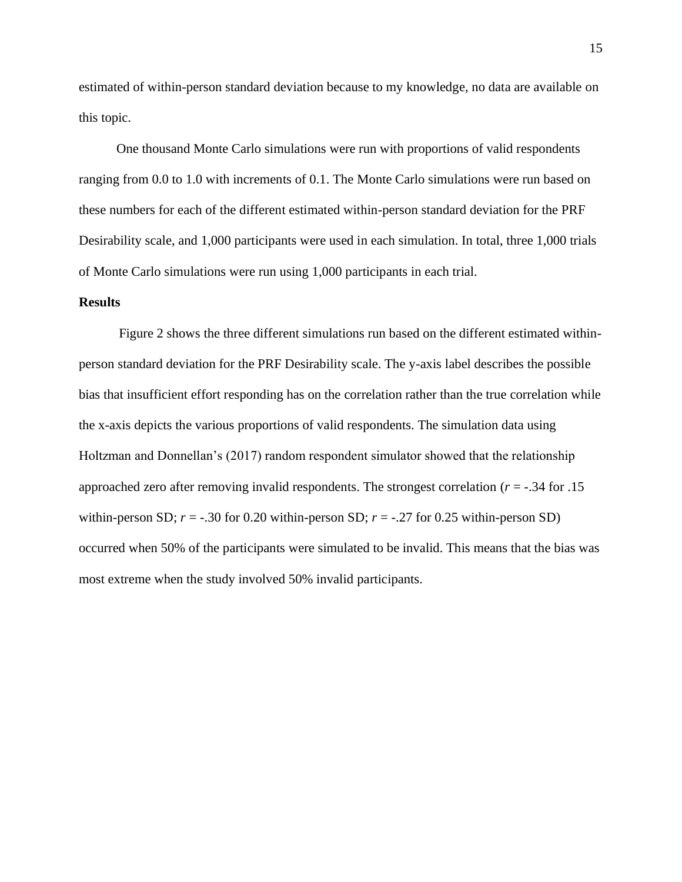estimated of within-person standard deviation because to my knowledge, no data are available on this topic.

One thousand Monte Carlo simulations were run with proportions of valid respondents ranging from 0.0 to 1.0 with increments of 0.1. The Monte Carlo simulations were run based on these numbers for each of the different estimated within-person standard deviation for the PRF Desirability scale, and 1,000 participants were used in each simulation. In total, three 1,000 trials of Monte Carlo simulations were run using 1,000 participants in each trial.

**Results**

Figure 2 shows the three different simulations run based on the different estimated within-person standard deviation for the PRF Desirability scale. The y-axis label describes the possible bias that insufficient effort responding has on the correlation rather than the true correlation while the x-axis depicts the various proportions of valid respondents. The simulation data using Holtzman and Donnellan's (2017) random respondent simulator showed that the relationship approached zero after removing invalid respondents. The strongest correlation ($r$ = -.34 for .15 within-person SD; $r$ = -.30 for 0.20 within-person SD; $r$ = -.27 for 0.25 within-person SD) occurred when 50% of the participants were simulated to be invalid. This means that the bias was most extreme when the study involved 50% invalid participants.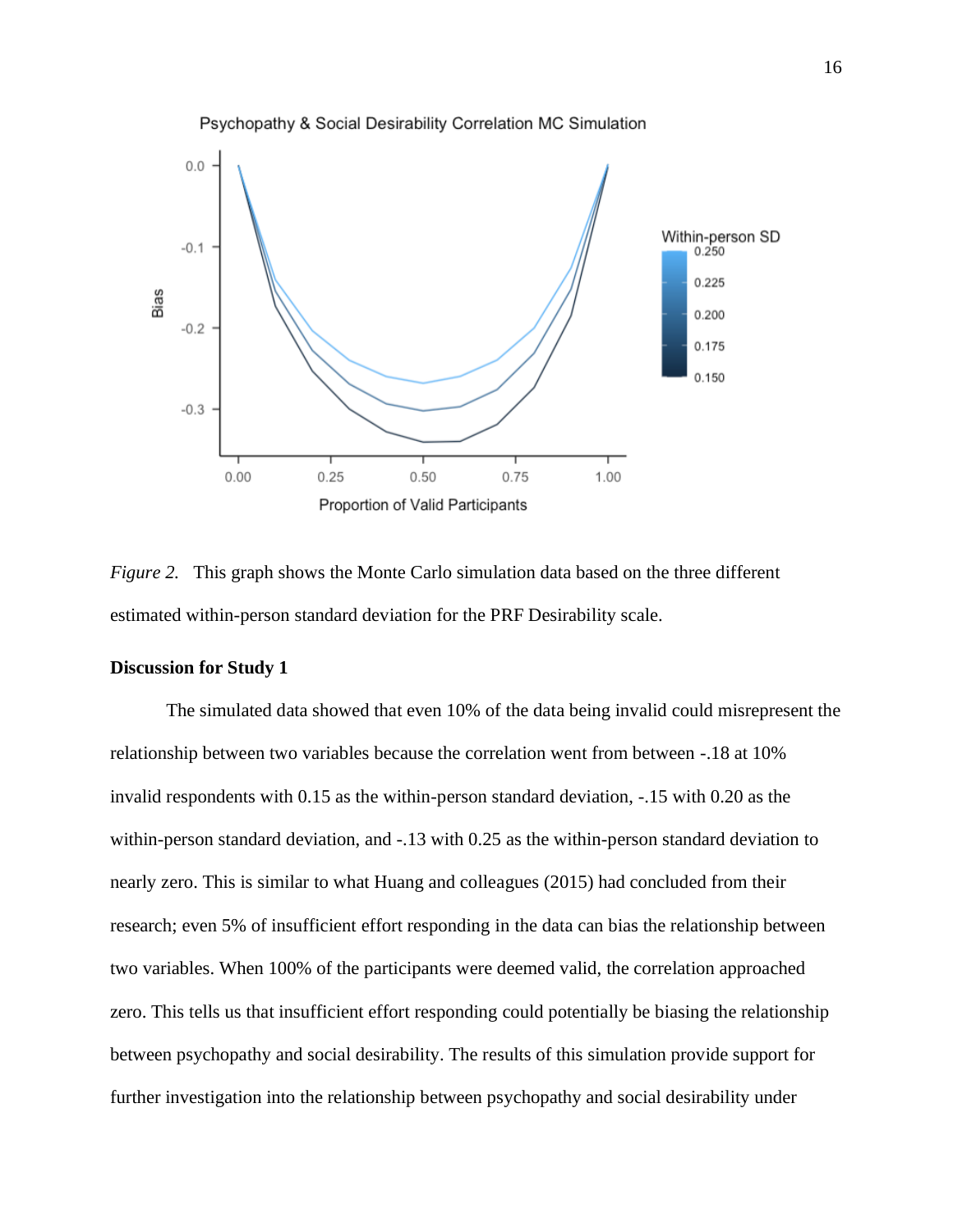*Figure 2.* This graph shows the Monte Carlo simulation data based on the three different estimated within-person standard deviation for the PRF Desirability scale.

**Discussion for Study 1**

The simulated data showed that even 10% of the data being invalid could misrepresent the relationship between two variables because the correlation went from between -.18 at 10% invalid respondents with 0.15 as the within-person standard deviation, -.15 with 0.20 as the within-person standard deviation, and -.13 with 0.25 as the within-person standard deviation to nearly zero. This is similar to what Huang and colleagues (2015) had concluded from their research; even 5% of insufficient effort responding in the data can bias the relationship between two variables. When 100% of the participants were deemed valid, the correlation approached zero. This tells us that insufficient effort responding could potentially be biasing the relationship between psychopathy and social desirability. The results of this simulation provide support for further investigation into the relationship between psychopathy and social desirability under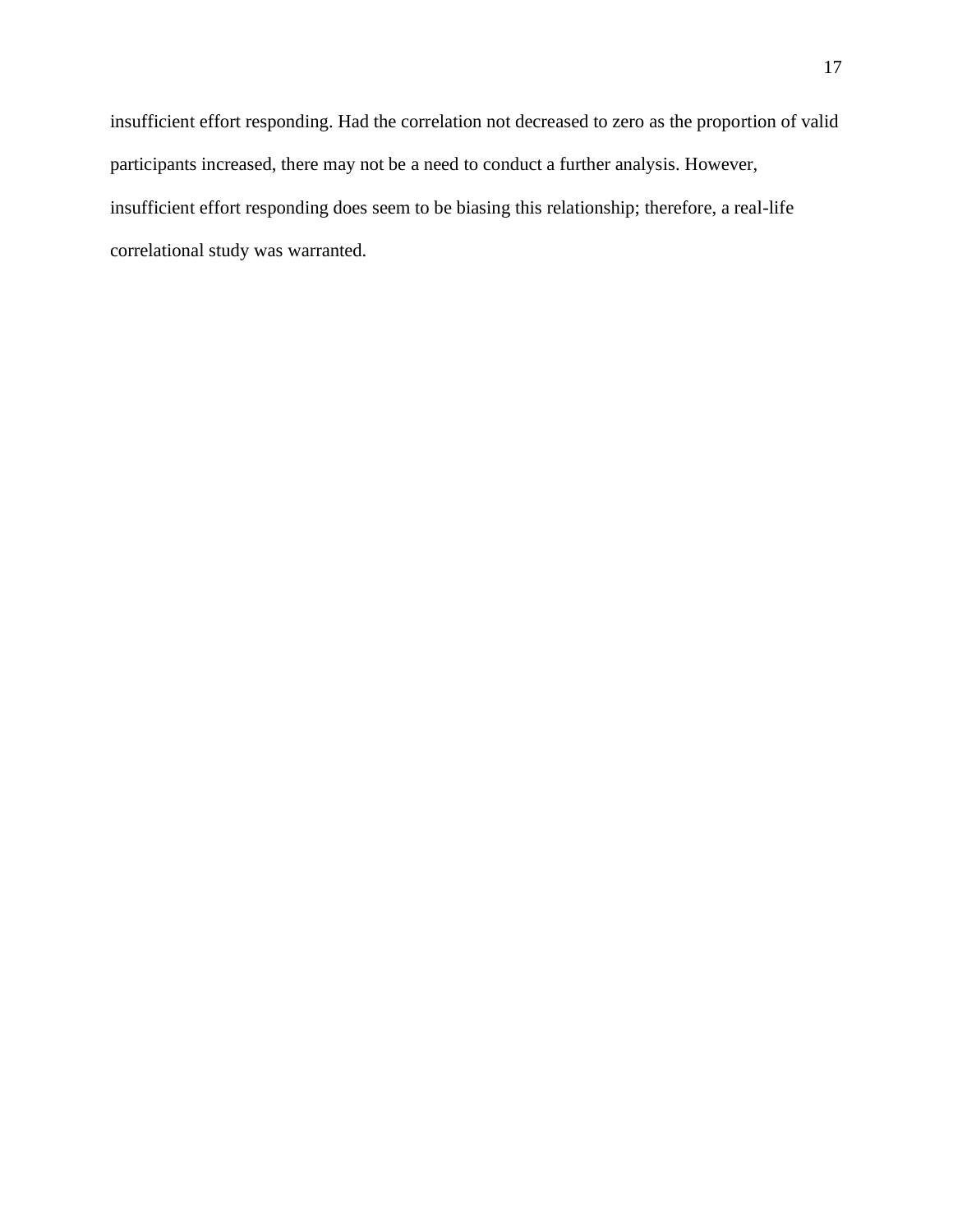insufficient effort responding. Had the correlation not decreased to zero as the proportion of valid participants increased, there may not be a need to conduct a further analysis. However, insufficient effort responding does seem to be biasing this relationship; therefore, a real-life correlational study was warranted.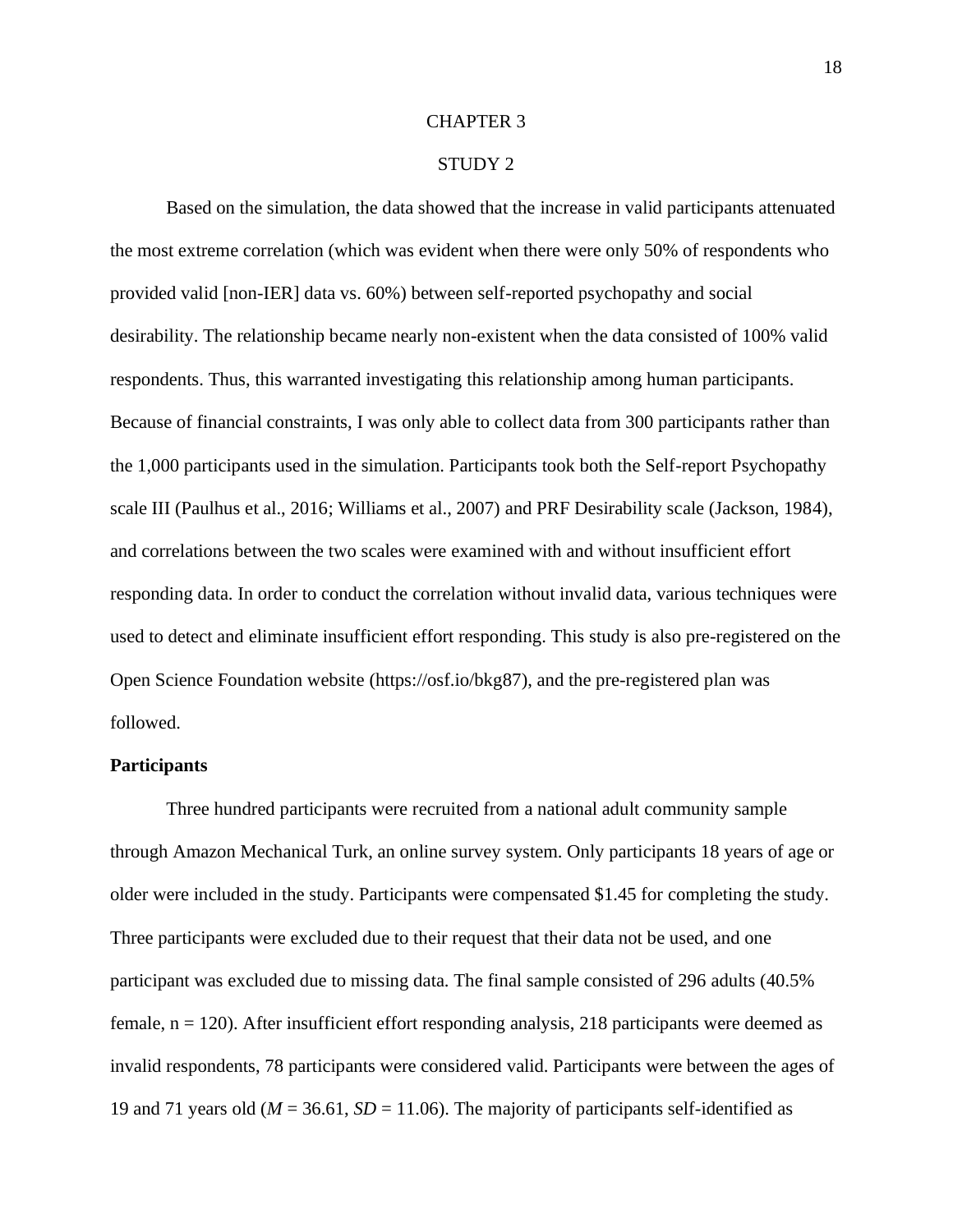# CHAPTER 3

# STUDY 2

Based on the simulation, the data showed that the increase in valid participants attenuated the most extreme correlation (which was evident when there were only 50% of respondents who provided valid [non-IER] data vs. 60%) between self-reported psychopathy and social desirability. The relationship became nearly non-existent when the data consisted of 100% valid respondents. Thus, this warranted investigating this relationship among human participants. Because of financial constraints, I was only able to collect data from 300 participants rather than the 1,000 participants used in the simulation. Participants took both the Self-report Psychopathy scale III (Paulhus et al., 2016; Williams et al., 2007) and PRF Desirability scale (Jackson, 1984), and correlations between the two scales were examined with and without insufficient effort responding data. In order to conduct the correlation without invalid data, various techniques were used to detect and eliminate insufficient effort responding. This study is also pre-registered on the Open Science Foundation website (https://osf.io/bkg87), and the pre-registered plan was followed.

## Participants

Three hundred participants were recruited from a national adult community sample through Amazon Mechanical Turk, an online survey system. Only participants 18 years of age or older were included in the study. Participants were compensated $1.45 for completing the study. Three participants were excluded due to their request that their data not be used, and one participant was excluded due to missing data. The final sample consisted of 296 adults (40.5% female, n = 120). After insufficient effort responding analysis, 218 participants were deemed as invalid respondents, 78 participants were considered valid. Participants were between the ages of 19 and 71 years old (*M* = 36.61, *SD* = 11.06). The majority of participants self-identified as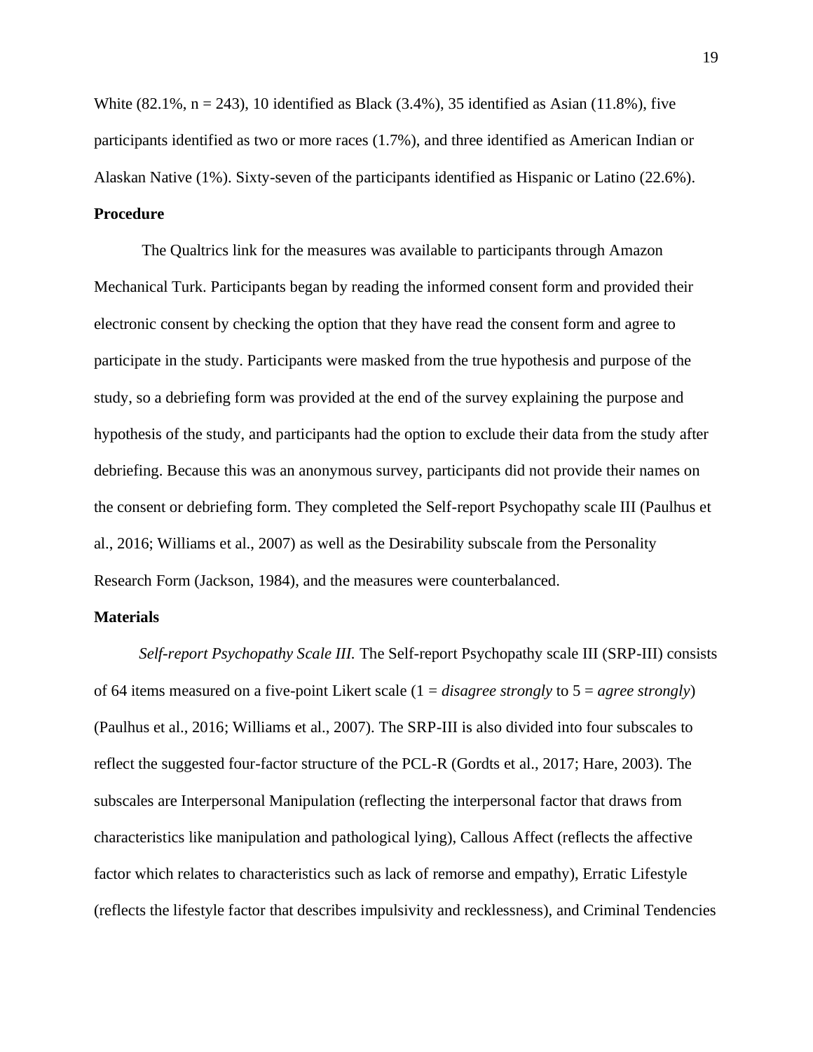White (82.1%, n = 243), 10 identified as Black (3.4%), 35 identified as Asian (11.8%), five participants identified as two or more races (1.7%), and three identified as American Indian or Alaskan Native (1%). Sixty-seven of the participants identified as Hispanic or Latino (22.6%).

**Procedure**

The Qualtrics link for the measures was available to participants through Amazon Mechanical Turk. Participants began by reading the informed consent form and provided their electronic consent by checking the option that they have read the consent form and agree to participate in the study. Participants were masked from the true hypothesis and purpose of the study, so a debriefing form was provided at the end of the survey explaining the purpose and hypothesis of the study, and participants had the option to exclude their data from the study after debriefing. Because this was an anonymous survey, participants did not provide their names on the consent or debriefing form. They completed the Self-report Psychopathy scale III (Paulhus et al., 2016; Williams et al., 2007) as well as the Desirability subscale from the Personality Research Form (Jackson, 1984), and the measures were counterbalanced.

**Materials**

*Self-report Psychopathy Scale III.* The Self-report Psychopathy scale III (SRP-III) consists of 64 items measured on a five-point Likert scale (1 = *disagree strongly* to 5 = *agree strongly*) (Paulhus et al., 2016; Williams et al., 2007). The SRP-III is also divided into four subscales to reflect the suggested four-factor structure of the PCL-R (Gordts et al., 2017; Hare, 2003). The subscales are Interpersonal Manipulation (reflecting the interpersonal factor that draws from characteristics like manipulation and pathological lying), Callous Affect (reflects the affective factor which relates to characteristics such as lack of remorse and empathy), Erratic Lifestyle (reflects the lifestyle factor that describes impulsivity and recklessness), and Criminal Tendencies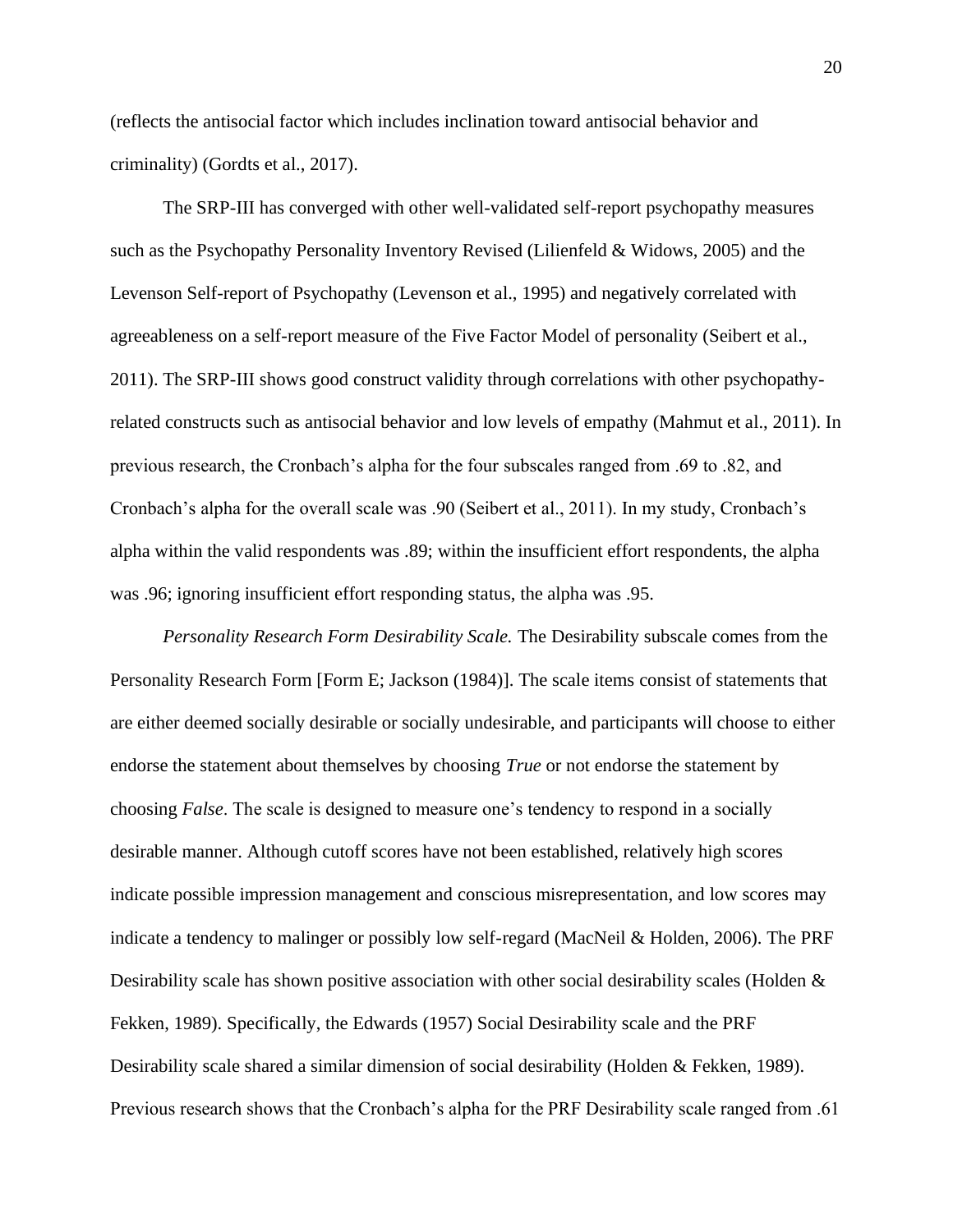(reflects the antisocial factor which includes inclination toward antisocial behavior and criminality) (Gordts et al., 2017).

The SRP-III has converged with other well-validated self-report psychopathy measures such as the Psychopathy Personality Inventory Revised (Lilienfeld & Widows, 2005) and the Levenson Self-report of Psychopathy (Levenson et al., 1995) and negatively correlated with agreeableness on a self-report measure of the Five Factor Model of personality (Seibert et al., 2011). The SRP-III shows good construct validity through correlations with other psychopathy-related constructs such as antisocial behavior and low levels of empathy (Mahmut et al., 2011). In previous research, the Cronbach's alpha for the four subscales ranged from .69 to .82, and Cronbach's alpha for the overall scale was .90 (Seibert et al., 2011). In my study, Cronbach's alpha within the valid respondents was .89; within the insufficient effort respondents, the alpha was .96; ignoring insufficient effort responding status, the alpha was .95.

*Personality Research Form Desirability Scale.* The Desirability subscale comes from the Personality Research Form [Form E; Jackson (1984)]. The scale items consist of statements that are either deemed socially desirable or socially undesirable, and participants will choose to either endorse the statement about themselves by choosing *True* or not endorse the statement by choosing *False*. The scale is designed to measure one's tendency to respond in a socially desirable manner. Although cutoff scores have not been established, relatively high scores indicate possible impression management and conscious misrepresentation, and low scores may indicate a tendency to malinger or possibly low self-regard (MacNeil & Holden, 2006). The PRF Desirability scale has shown positive association with other social desirability scales (Holden & Fekken, 1989). Specifically, the Edwards (1957) Social Desirability scale and the PRF Desirability scale shared a similar dimension of social desirability (Holden & Fekken, 1989). Previous research shows that the Cronbach's alpha for the PRF Desirability scale ranged from .61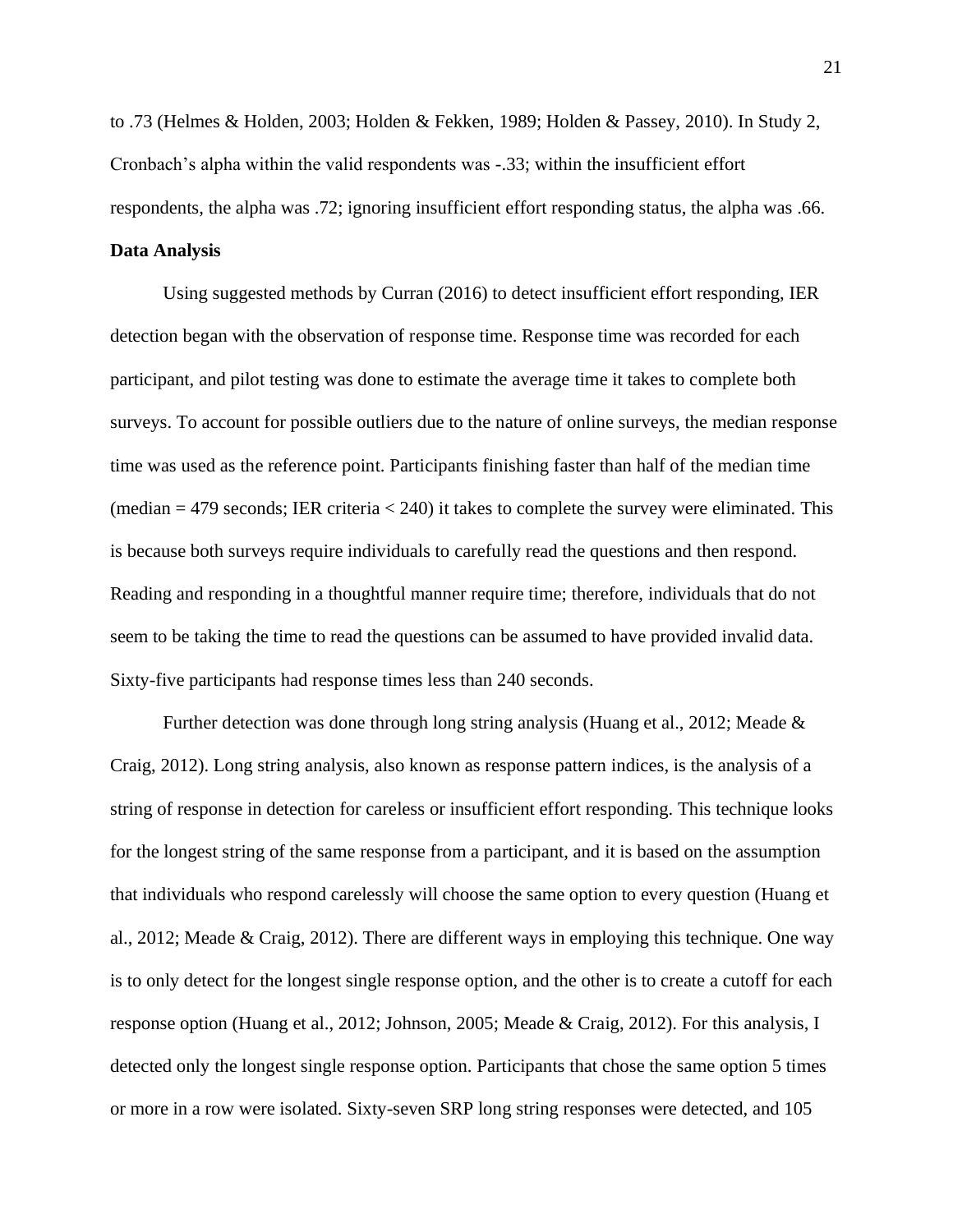to .73 (Helmes & Holden, 2003; Holden & Fekken, 1989; Holden & Passey, 2010). In Study 2, Cronbach's alpha within the valid respondents was -.33; within the insufficient effort respondents, the alpha was .72; ignoring insufficient effort responding status, the alpha was .66.

**Data Analysis**

Using suggested methods by Curran (2016) to detect insufficient effort responding, IER detection began with the observation of response time. Response time was recorded for each participant, and pilot testing was done to estimate the average time it takes to complete both surveys. To account for possible outliers due to the nature of online surveys, the median response time was used as the reference point. Participants finishing faster than half of the median time (median = 479 seconds; IER criteria < 240) it takes to complete the survey were eliminated. This is because both surveys require individuals to carefully read the questions and then respond. Reading and responding in a thoughtful manner require time; therefore, individuals that do not seem to be taking the time to read the questions can be assumed to have provided invalid data. Sixty-five participants had response times less than 240 seconds.

Further detection was done through long string analysis (Huang et al., 2012; Meade & Craig, 2012). Long string analysis, also known as response pattern indices, is the analysis of a string of response in detection for careless or insufficient effort responding. This technique looks for the longest string of the same response from a participant, and it is based on the assumption that individuals who respond carelessly will choose the same option to every question (Huang et al., 2012; Meade & Craig, 2012). There are different ways in employing this technique. One way is to only detect for the longest single response option, and the other is to create a cutoff for each response option (Huang et al., 2012; Johnson, 2005; Meade & Craig, 2012). For this analysis, I detected only the longest single response option. Participants that chose the same option 5 times or more in a row were isolated. Sixty-seven SRP long string responses were detected, and 105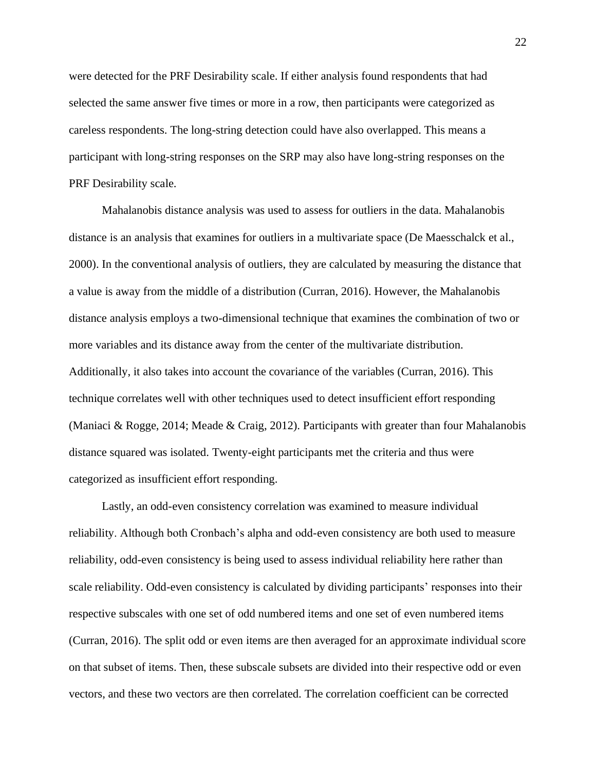were detected for the PRF Desirability scale. If either analysis found respondents that had selected the same answer five times or more in a row, then participants were categorized as careless respondents. The long-string detection could have also overlapped. This means a participant with long-string responses on the SRP may also have long-string responses on the PRF Desirability scale.

Mahalanobis distance analysis was used to assess for outliers in the data. Mahalanobis distance is an analysis that examines for outliers in a multivariate space (De Maesschalck et al., 2000). In the conventional analysis of outliers, they are calculated by measuring the distance that a value is away from the middle of a distribution (Curran, 2016). However, the Mahalanobis distance analysis employs a two-dimensional technique that examines the combination of two or more variables and its distance away from the center of the multivariate distribution. Additionally, it also takes into account the covariance of the variables (Curran, 2016). This technique correlates well with other techniques used to detect insufficient effort responding (Maniaci & Rogge, 2014; Meade & Craig, 2012). Participants with greater than four Mahalanobis distance squared was isolated. Twenty-eight participants met the criteria and thus were categorized as insufficient effort responding.

Lastly, an odd-even consistency correlation was examined to measure individual reliability. Although both Cronbach's alpha and odd-even consistency are both used to measure reliability, odd-even consistency is being used to assess individual reliability here rather than scale reliability. Odd-even consistency is calculated by dividing participants' responses into their respective subscales with one set of odd numbered items and one set of even numbered items (Curran, 2016). The split odd or even items are then averaged for an approximate individual score on that subset of items. Then, these subscale subsets are divided into their respective odd or even vectors, and these two vectors are then correlated. The correlation coefficient can be corrected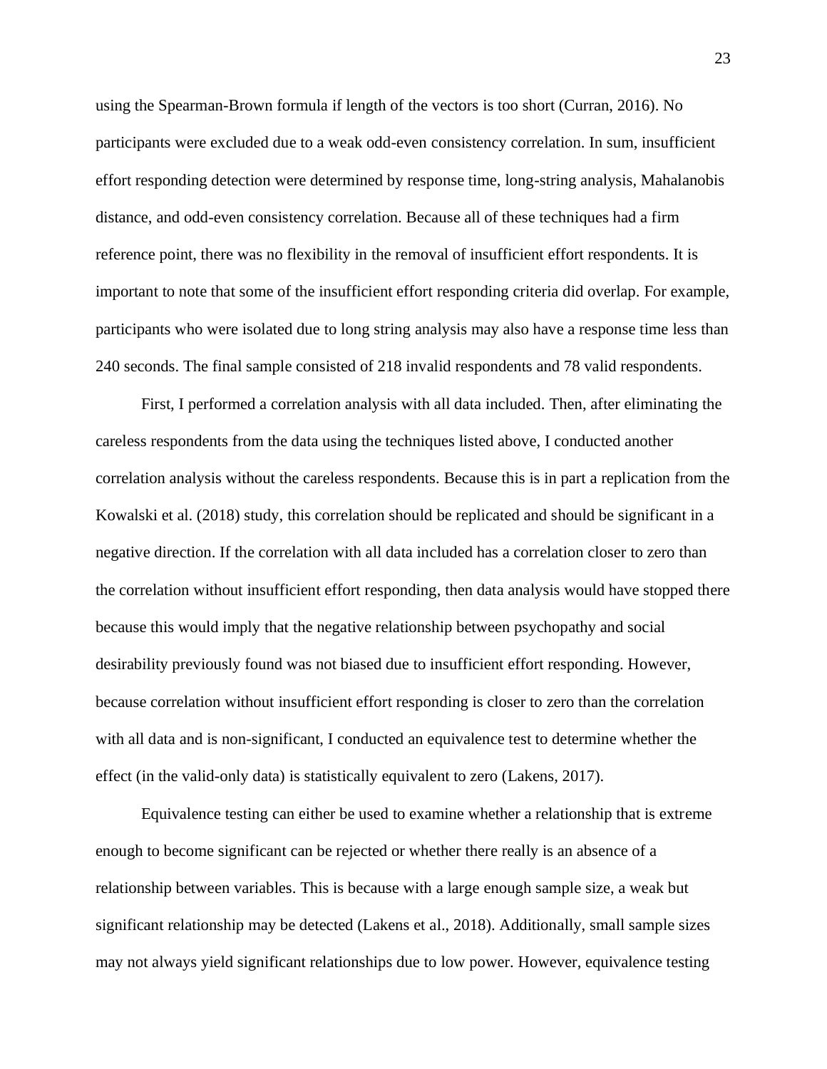using the Spearman-Brown formula if length of the vectors is too short (Curran, 2016). No participants were excluded due to a weak odd-even consistency correlation. In sum, insufficient effort responding detection were determined by response time, long-string analysis, Mahalanobis distance, and odd-even consistency correlation. Because all of these techniques had a firm reference point, there was no flexibility in the removal of insufficient effort respondents. It is important to note that some of the insufficient effort responding criteria did overlap. For example, participants who were isolated due to long string analysis may also have a response time less than 240 seconds. The final sample consisted of 218 invalid respondents and 78 valid respondents.

First, I performed a correlation analysis with all data included. Then, after eliminating the careless respondents from the data using the techniques listed above, I conducted another correlation analysis without the careless respondents. Because this is in part a replication from the Kowalski et al. (2018) study, this correlation should be replicated and should be significant in a negative direction. If the correlation with all data included has a correlation closer to zero than the correlation without insufficient effort responding, then data analysis would have stopped there because this would imply that the negative relationship between psychopathy and social desirability previously found was not biased due to insufficient effort responding. However, because correlation without insufficient effort responding is closer to zero than the correlation with all data and is non-significant, I conducted an equivalence test to determine whether the effect (in the valid-only data) is statistically equivalent to zero (Lakens, 2017).

Equivalence testing can either be used to examine whether a relationship that is extreme enough to become significant can be rejected or whether there really is an absence of a relationship between variables. This is because with a large enough sample size, a weak but significant relationship may be detected (Lakens et al., 2018). Additionally, small sample sizes may not always yield significant relationships due to low power. However, equivalence testing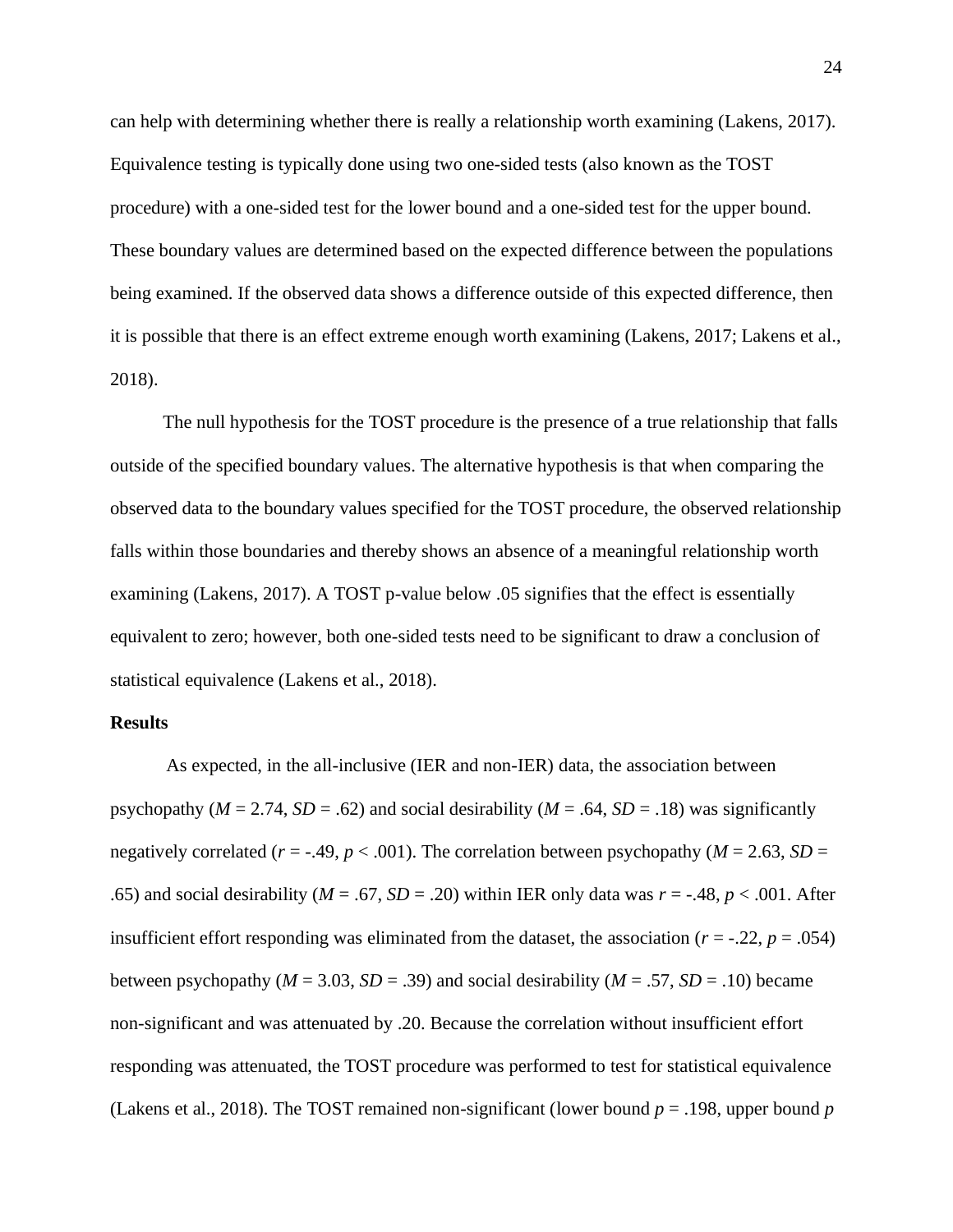can help with determining whether there is really a relationship worth examining (Lakens, 2017). Equivalence testing is typically done using two one-sided tests (also known as the TOST procedure) with a one-sided test for the lower bound and a one-sided test for the upper bound. These boundary values are determined based on the expected difference between the populations being examined. If the observed data shows a difference outside of this expected difference, then it is possible that there is an effect extreme enough worth examining (Lakens, 2017; Lakens et al., 2018).

The null hypothesis for the TOST procedure is the presence of a true relationship that falls outside of the specified boundary values. The alternative hypothesis is that when comparing the observed data to the boundary values specified for the TOST procedure, the observed relationship falls within those boundaries and thereby shows an absence of a meaningful relationship worth examining (Lakens, 2017). A TOST p-value below .05 signifies that the effect is essentially equivalent to zero; however, both one-sided tests need to be significant to draw a conclusion of statistical equivalence (Lakens et al., 2018).

**Results**

As expected, in the all-inclusive (IER and non-IER) data, the association between psychopathy ($M$ = 2.74, $SD$ = .62) and social desirability ($M$ = .64, $SD$ = .18) was significantly negatively correlated ($r$ = -.49, $p$ < .001). The correlation between psychopathy ($M$ = 2.63, $SD$ = .65) and social desirability ($M$ = .67, $SD$ = .20) within IER only data was $r$ = -.48, $p$ < .001. After insufficient effort responding was eliminated from the dataset, the association ($r$ = -.22, $p$ = .054) between psychopathy ($M$ = 3.03, $SD$ = .39) and social desirability ($M$ = .57, $SD$ = .10) became non-significant and was attenuated by .20. Because the correlation without insufficient effort responding was attenuated, the TOST procedure was performed to test for statistical equivalence (Lakens et al., 2018). The TOST remained non-significant (lower bound $p$ = .198, upper bound $p$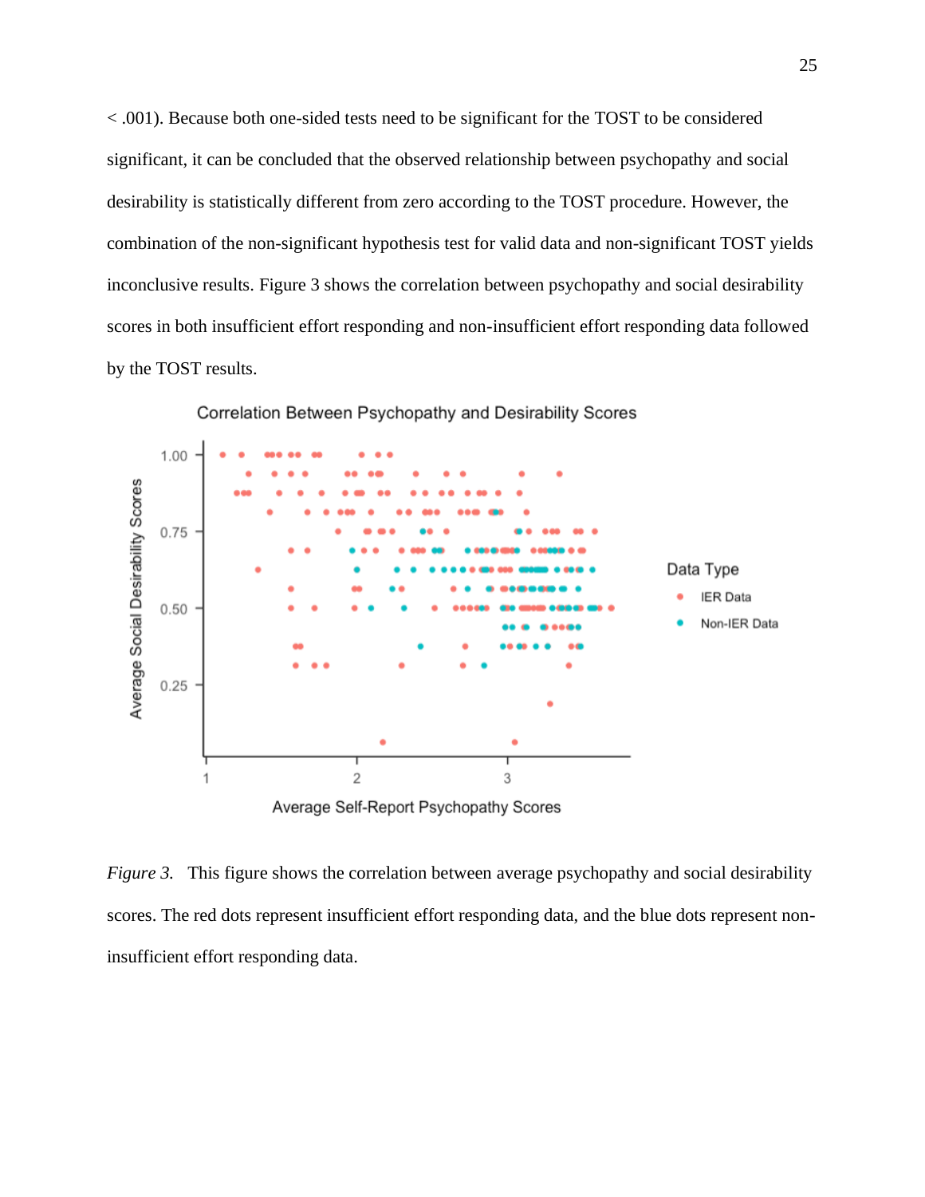< .001). Because both one-sided tests need to be significant for the TOST to be considered significant, it can be concluded that the observed relationship between psychopathy and social desirability is statistically different from zero according to the TOST procedure. However, the combination of the non-significant hypothesis test for valid data and non-significant TOST yields inconclusive results. Figure 3 shows the correlation between psychopathy and social desirability scores in both insufficient effort responding and non-insufficient effort responding data followed by the TOST results.

*Figure 3.* This figure shows the correlation between average psychopathy and social desirability scores. The red dots represent insufficient effort responding data, and the blue dots represent non-insufficient effort responding data.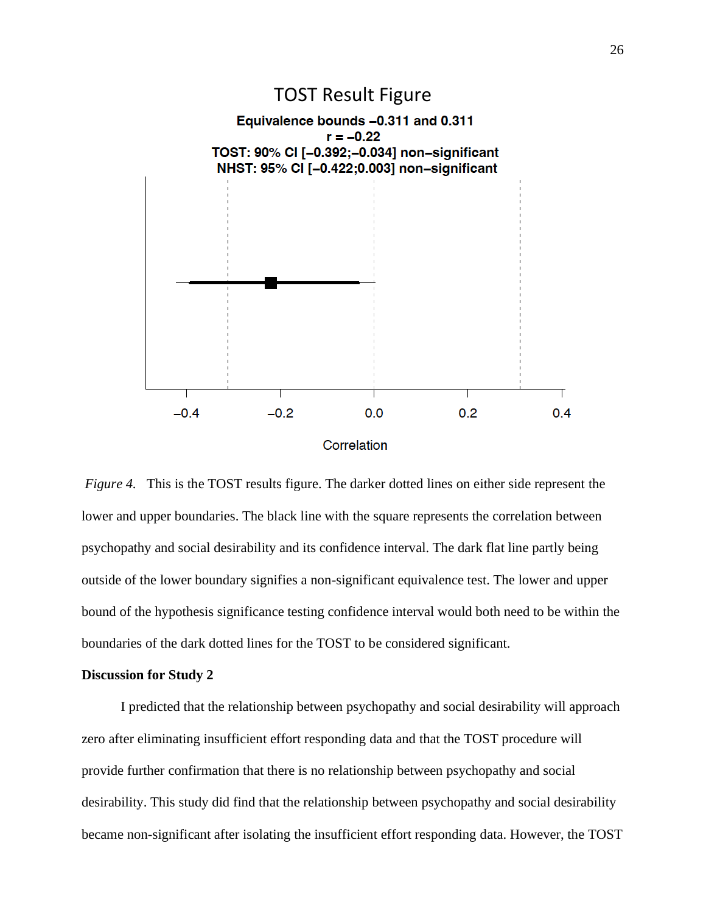TOST Result Figure

**Equivalence bounds −0.311 and 0.311**
**r = −0.22**
**TOST: 90% CI [−0.392;−0.034] non−significant**
**NHST: 95% CI [−0.422;0.003] non−significant**

Correlation

*Figure 4.* This is the TOST results figure. The darker dotted lines on either side represent the lower and upper boundaries. The black line with the square represents the correlation between psychopathy and social desirability and its confidence interval. The dark flat line partly being outside of the lower boundary signifies a non-significant equivalence test. The lower and upper bound of the hypothesis significance testing confidence interval would both need to be within the boundaries of the dark dotted lines for the TOST to be considered significant.

**Discussion for Study 2**

I predicted that the relationship between psychopathy and social desirability will approach zero after eliminating insufficient effort responding data and that the TOST procedure will provide further confirmation that there is no relationship between psychopathy and social desirability. This study did find that the relationship between psychopathy and social desirability became non-significant after isolating the insufficient effort responding data. However, the TOST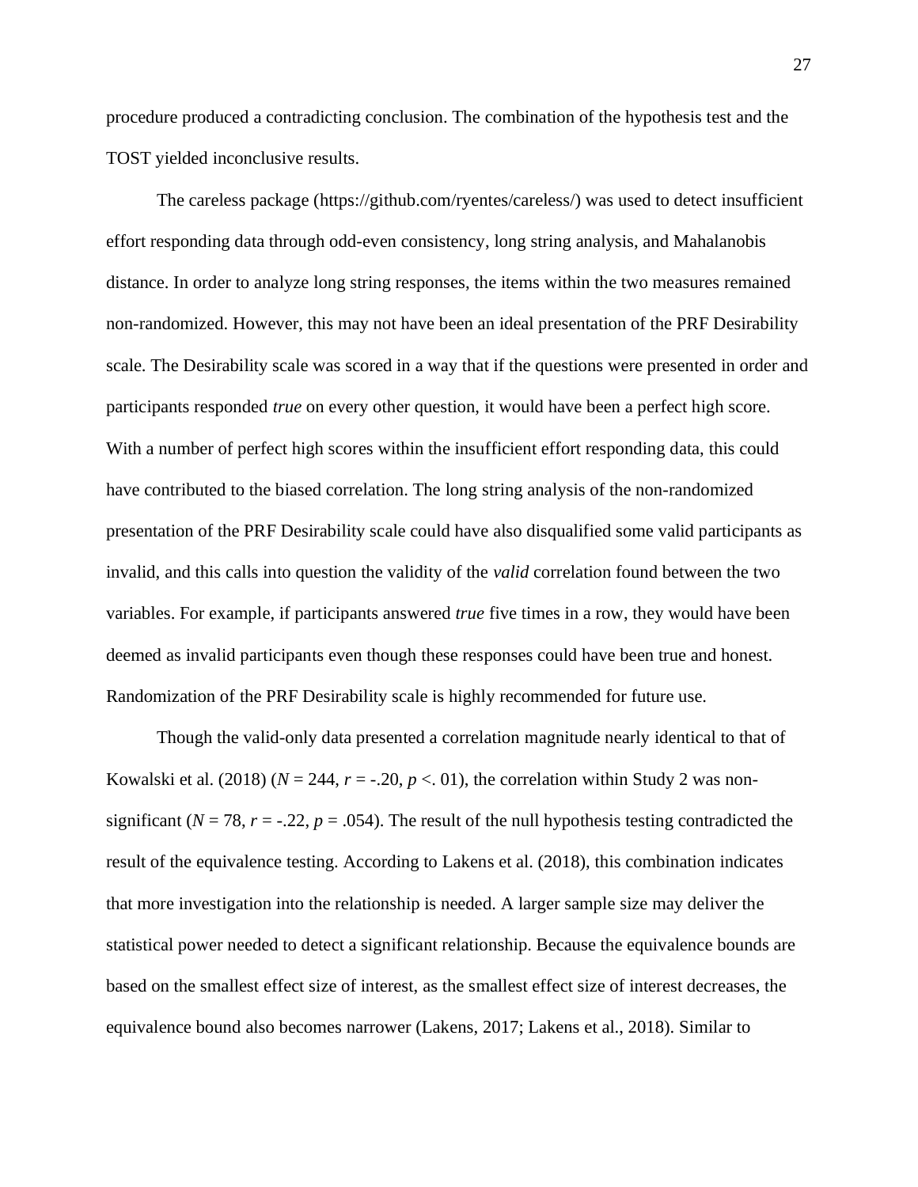procedure produced a contradicting conclusion. The combination of the hypothesis test and the TOST yielded inconclusive results.

The careless package (https://github.com/ryentes/careless/) was used to detect insufficient effort responding data through odd-even consistency, long string analysis, and Mahalanobis distance. In order to analyze long string responses, the items within the two measures remained non-randomized. However, this may not have been an ideal presentation of the PRF Desirability scale. The Desirability scale was scored in a way that if the questions were presented in order and participants responded *true* on every other question, it would have been a perfect high score. With a number of perfect high scores within the insufficient effort responding data, this could have contributed to the biased correlation. The long string analysis of the non-randomized presentation of the PRF Desirability scale could have also disqualified some valid participants as invalid, and this calls into question the validity of the *valid* correlation found between the two variables. For example, if participants answered *true* five times in a row, they would have been deemed as invalid participants even though these responses could have been true and honest. Randomization of the PRF Desirability scale is highly recommended for future use.

Though the valid-only data presented a correlation magnitude nearly identical to that of Kowalski et al. (2018) ($N$ = 244, $r$ = -.20, $p$ <. 01), the correlation within Study 2 was non-significant ($N$ = 78, $r$ = -.22, $p$ = .054). The result of the null hypothesis testing contradicted the result of the equivalence testing. According to Lakens et al. (2018), this combination indicates that more investigation into the relationship is needed. A larger sample size may deliver the statistical power needed to detect a significant relationship. Because the equivalence bounds are based on the smallest effect size of interest, as the smallest effect size of interest decreases, the equivalence bound also becomes narrower (Lakens, 2017; Lakens et al., 2018). Similar to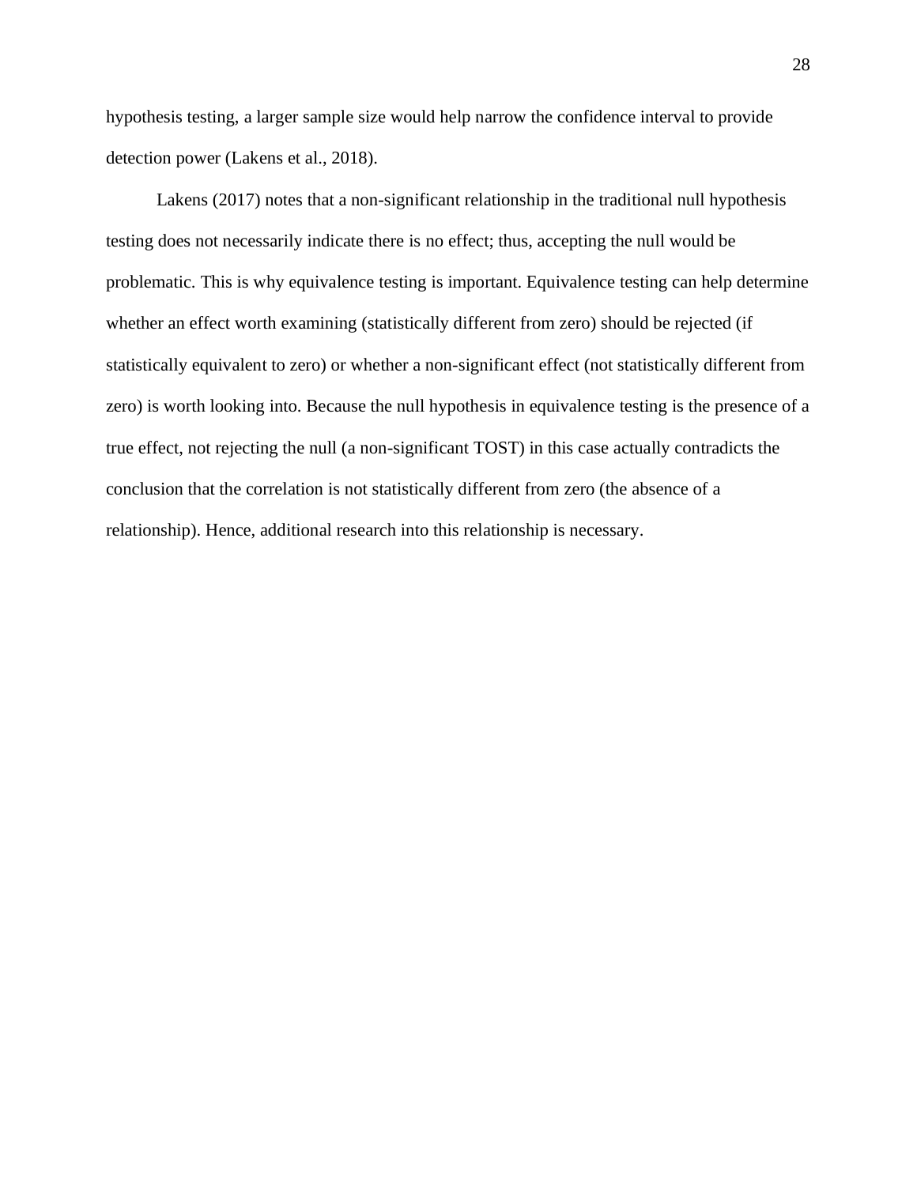hypothesis testing, a larger sample size would help narrow the confidence interval to provide detection power (Lakens et al., 2018).

Lakens (2017) notes that a non-significant relationship in the traditional null hypothesis testing does not necessarily indicate there is no effect; thus, accepting the null would be problematic. This is why equivalence testing is important. Equivalence testing can help determine whether an effect worth examining (statistically different from zero) should be rejected (if statistically equivalent to zero) or whether a non-significant effect (not statistically different from zero) is worth looking into. Because the null hypothesis in equivalence testing is the presence of a true effect, not rejecting the null (a non-significant TOST) in this case actually contradicts the conclusion that the correlation is not statistically different from zero (the absence of a relationship). Hence, additional research into this relationship is necessary.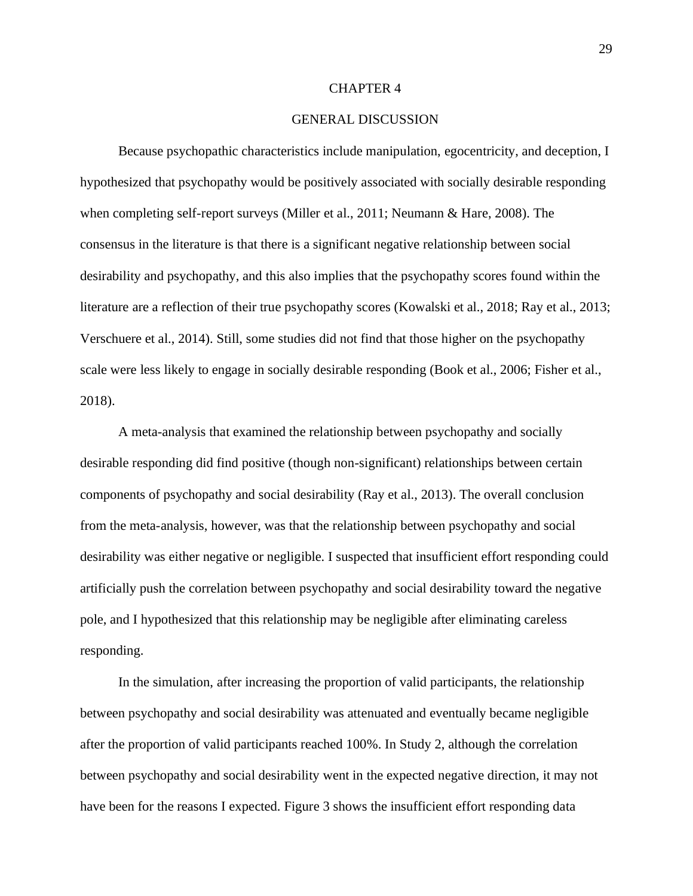# CHAPTER 4

## GENERAL DISCUSSION

Because psychopathic characteristics include manipulation, egocentricity, and deception, I hypothesized that psychopathy would be positively associated with socially desirable responding when completing self-report surveys (Miller et al., 2011; Neumann & Hare, 2008). The consensus in the literature is that there is a significant negative relationship between social desirability and psychopathy, and this also implies that the psychopathy scores found within the literature are a reflection of their true psychopathy scores (Kowalski et al., 2018; Ray et al., 2013; Verschuere et al., 2014). Still, some studies did not find that those higher on the psychopathy scale were less likely to engage in socially desirable responding (Book et al., 2006; Fisher et al., 2018).

A meta-analysis that examined the relationship between psychopathy and socially desirable responding did find positive (though non-significant) relationships between certain components of psychopathy and social desirability (Ray et al., 2013). The overall conclusion from the meta-analysis, however, was that the relationship between psychopathy and social desirability was either negative or negligible. I suspected that insufficient effort responding could artificially push the correlation between psychopathy and social desirability toward the negative pole, and I hypothesized that this relationship may be negligible after eliminating careless responding.

In the simulation, after increasing the proportion of valid participants, the relationship between psychopathy and social desirability was attenuated and eventually became negligible after the proportion of valid participants reached 100%. In Study 2, although the correlation between psychopathy and social desirability went in the expected negative direction, it may not have been for the reasons I expected. Figure 3 shows the insufficient effort responding data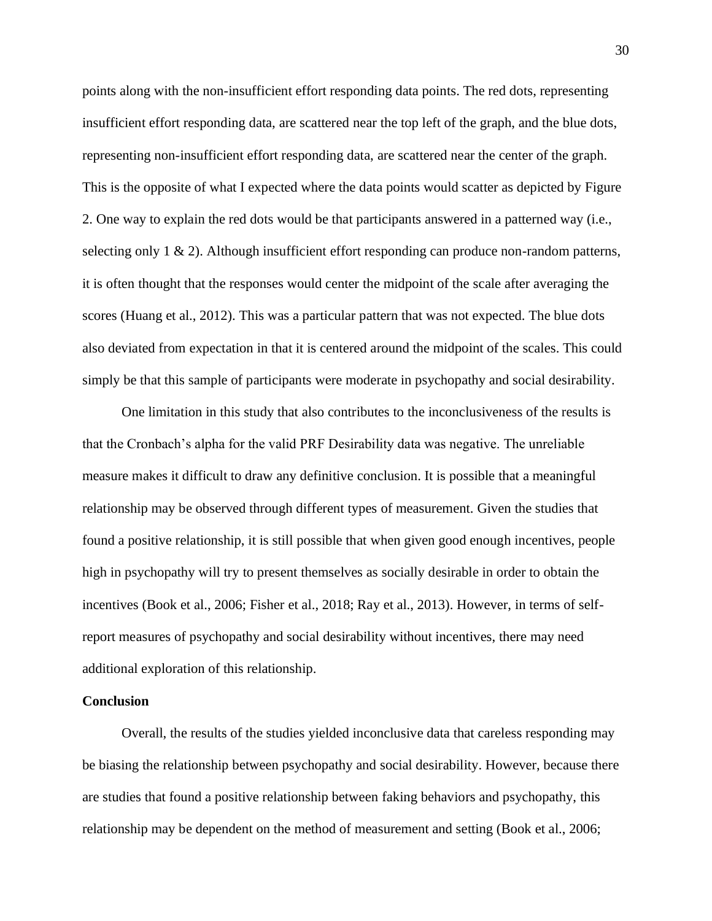points along with the non-insufficient effort responding data points. The red dots, representing insufficient effort responding data, are scattered near the top left of the graph, and the blue dots, representing non-insufficient effort responding data, are scattered near the center of the graph. This is the opposite of what I expected where the data points would scatter as depicted by Figure 2. One way to explain the red dots would be that participants answered in a patterned way (i.e., selecting only 1 & 2). Although insufficient effort responding can produce non-random patterns, it is often thought that the responses would center the midpoint of the scale after averaging the scores (Huang et al., 2012). This was a particular pattern that was not expected. The blue dots also deviated from expectation in that it is centered around the midpoint of the scales. This could simply be that this sample of participants were moderate in psychopathy and social desirability.

One limitation in this study that also contributes to the inconclusiveness of the results is that the Cronbach's alpha for the valid PRF Desirability data was negative. The unreliable measure makes it difficult to draw any definitive conclusion. It is possible that a meaningful relationship may be observed through different types of measurement. Given the studies that found a positive relationship, it is still possible that when given good enough incentives, people high in psychopathy will try to present themselves as socially desirable in order to obtain the incentives (Book et al., 2006; Fisher et al., 2018; Ray et al., 2013). However, in terms of self-report measures of psychopathy and social desirability without incentives, there may need additional exploration of this relationship.

**Conclusion**

Overall, the results of the studies yielded inconclusive data that careless responding may be biasing the relationship between psychopathy and social desirability. However, because there are studies that found a positive relationship between faking behaviors and psychopathy, this relationship may be dependent on the method of measurement and setting (Book et al., 2006;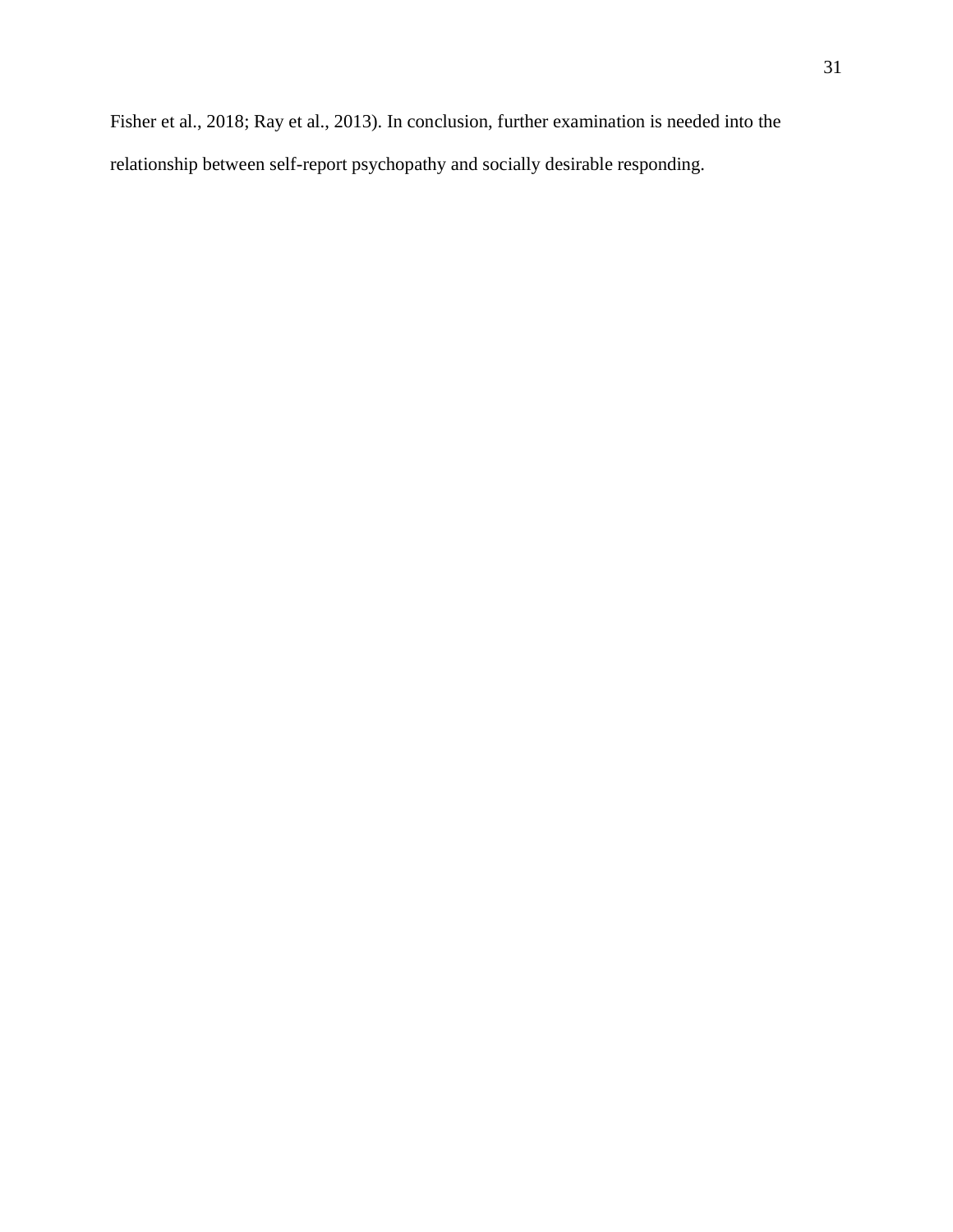Fisher et al., 2018; Ray et al., 2013). In conclusion, further examination is needed into the relationship between self-report psychopathy and socially desirable responding.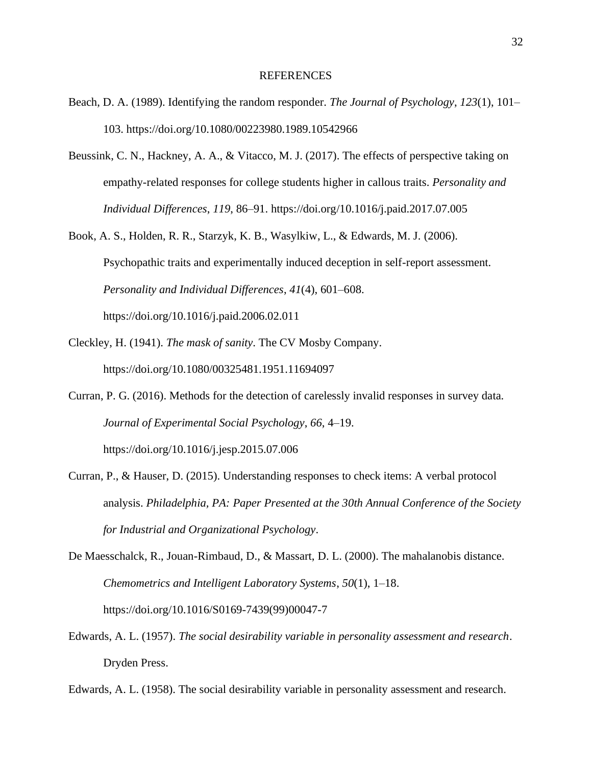# REFERENCES

Beach, D. A. (1989). Identifying the random responder. *The Journal of Psychology*, *123*(1), 101–103. https://doi.org/10.1080/00223980.1989.10542966

Beussink, C. N., Hackney, A. A., & Vitacco, M. J. (2017). The effects of perspective taking on empathy-related responses for college students higher in callous traits. *Personality and Individual Differences*, *119*, 86–91. https://doi.org/10.1016/j.paid.2017.07.005

Book, A. S., Holden, R. R., Starzyk, K. B., Wasylkiw, L., & Edwards, M. J. (2006). Psychopathic traits and experimentally induced deception in self-report assessment. *Personality and Individual Differences*, *41*(4), 601–608. https://doi.org/10.1016/j.paid.2006.02.011

Cleckley, H. (1941). *The mask of sanity*. The CV Mosby Company. https://doi.org/10.1080/00325481.1951.11694097

Curran, P. G. (2016). Methods for the detection of carelessly invalid responses in survey data. *Journal of Experimental Social Psychology*, *66*, 4–19. https://doi.org/10.1016/j.jesp.2015.07.006

Curran, P., & Hauser, D. (2015). Understanding responses to check items: A verbal protocol analysis. *Philadelphia, PA: Paper Presented at the 30th Annual Conference of the Society for Industrial and Organizational Psychology*.

De Maesschalck, R., Jouan-Rimbaud, D., & Massart, D. L. (2000). The mahalanobis distance. *Chemometrics and Intelligent Laboratory Systems*, *50*(1), 1–18. https://doi.org/10.1016/S0169-7439(99)00047-7

Edwards, A. L. (1957). *The social desirability variable in personality assessment and research*. Dryden Press.

Edwards, A. L. (1958). The social desirability variable in personality assessment and research.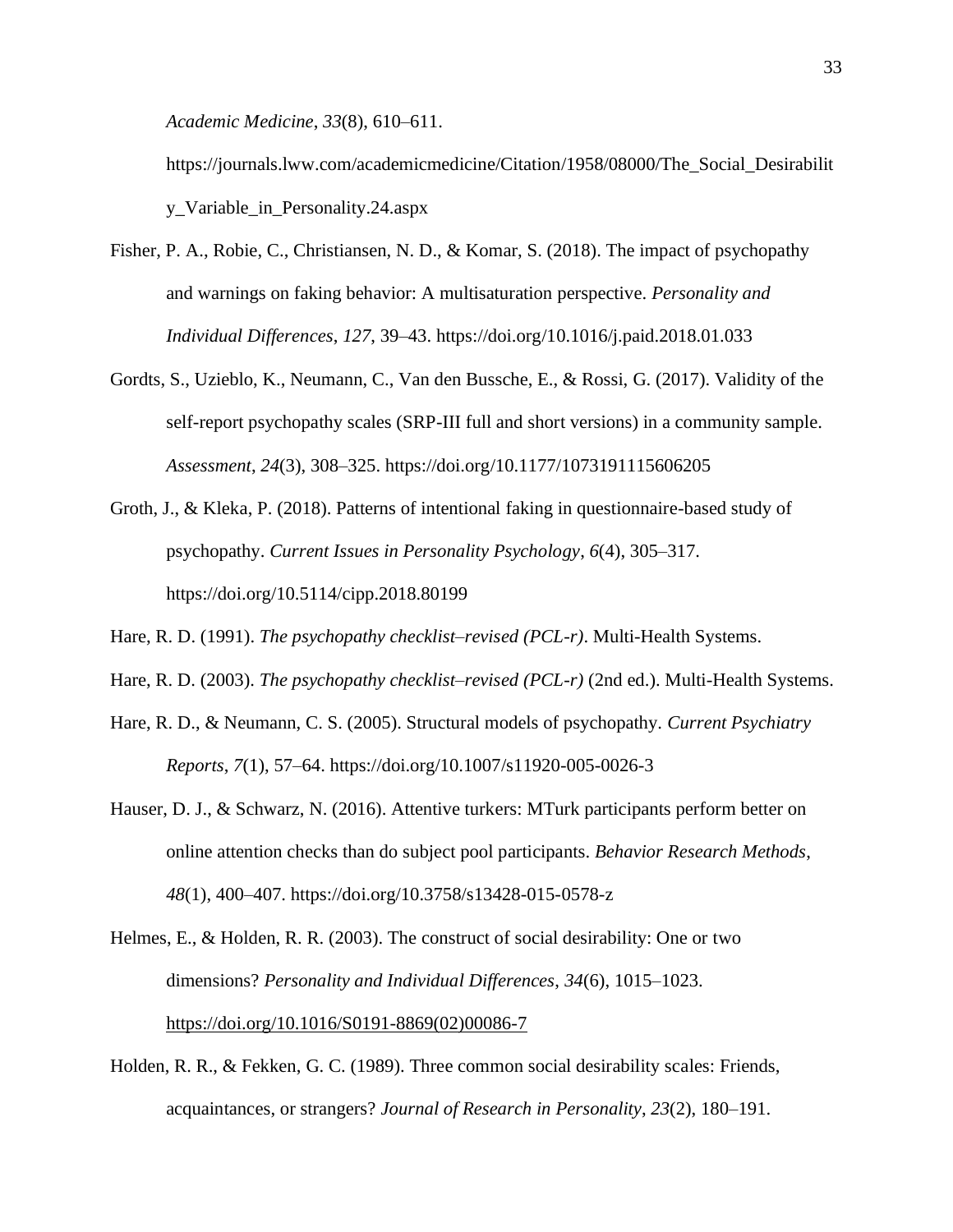*Academic Medicine*, *33*(8), 610–611. https://journals.lww.com/academicmedicine/Citation/1958/08000/The_Social_Desirability_Variable_in_Personality.24.aspx

Fisher, P. A., Robie, C., Christiansen, N. D., & Komar, S. (2018). The impact of psychopathy and warnings on faking behavior: A multisaturation perspective. *Personality and Individual Differences*, *127*, 39–43. https://doi.org/10.1016/j.paid.2018.01.033

Gordts, S., Uzieblo, K., Neumann, C., Van den Bussche, E., & Rossi, G. (2017). Validity of the self-report psychopathy scales (SRP-III full and short versions) in a community sample. *Assessment*, *24*(3), 308–325. https://doi.org/10.1177/1073191115606205

Groth, J., & Kleka, P. (2018). Patterns of intentional faking in questionnaire-based study of psychopathy. *Current Issues in Personality Psychology*, *6*(4), 305–317. https://doi.org/10.5114/cipp.2018.80199

Hare, R. D. (1991). *The psychopathy checklist–revised (PCL-r)*. Multi-Health Systems.

Hare, R. D. (2003). *The psychopathy checklist–revised (PCL-r)* (2nd ed.). Multi-Health Systems.

Hare, R. D., & Neumann, C. S. (2005). Structural models of psychopathy. *Current Psychiatry Reports*, *7*(1), 57–64. https://doi.org/10.1007/s11920-005-0026-3

Hauser, D. J., & Schwarz, N. (2016). Attentive turkers: MTurk participants perform better on online attention checks than do subject pool participants. *Behavior Research Methods*, *48*(1), 400–407. https://doi.org/10.3758/s13428-015-0578-z

Helmes, E., & Holden, R. R. (2003). The construct of social desirability: One or two dimensions? *Personality and Individual Differences*, *34*(6), 1015–1023. https://doi.org/10.1016/S0191-8869(02)00086-7

Holden, R. R., & Fekken, G. C. (1989). Three common social desirability scales: Friends, acquaintances, or strangers? *Journal of Research in Personality*, *23*(2), 180–191.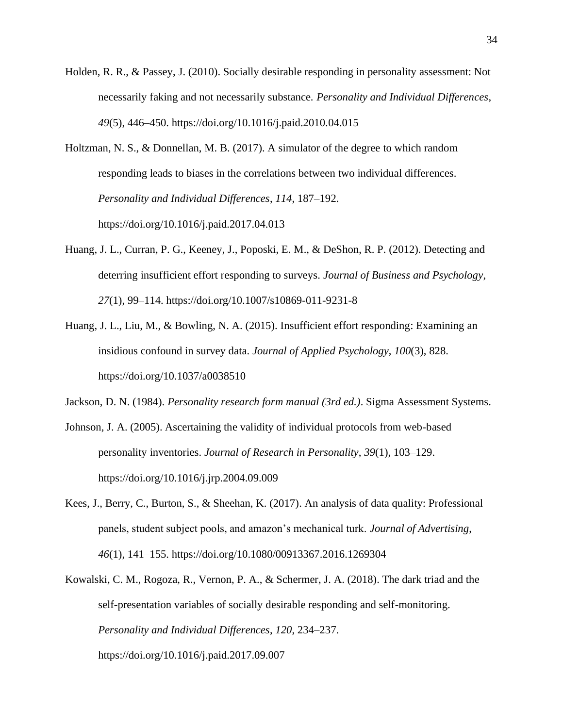Holden, R. R., & Passey, J. (2010). Socially desirable responding in personality assessment: Not necessarily faking and not necessarily substance. *Personality and Individual Differences*, *49*(5), 446–450. https://doi.org/10.1016/j.paid.2010.04.015

Holtzman, N. S., & Donnellan, M. B. (2017). A simulator of the degree to which random responding leads to biases in the correlations between two individual differences. *Personality and Individual Differences*, *114*, 187–192. https://doi.org/10.1016/j.paid.2017.04.013

Huang, J. L., Curran, P. G., Keeney, J., Poposki, E. M., & DeShon, R. P. (2012). Detecting and deterring insufficient effort responding to surveys. *Journal of Business and Psychology*, *27*(1), 99–114. https://doi.org/10.1007/s10869-011-9231-8

Huang, J. L., Liu, M., & Bowling, N. A. (2015). Insufficient effort responding: Examining an insidious confound in survey data. *Journal of Applied Psychology*, *100*(3), 828. https://doi.org/10.1037/a0038510

Jackson, D. N. (1984). *Personality research form manual (3rd ed.)*. Sigma Assessment Systems.

Johnson, J. A. (2005). Ascertaining the validity of individual protocols from web-based personality inventories. *Journal of Research in Personality*, *39*(1), 103–129. https://doi.org/10.1016/j.jrp.2004.09.009

Kees, J., Berry, C., Burton, S., & Sheehan, K. (2017). An analysis of data quality: Professional panels, student subject pools, and amazon's mechanical turk. *Journal of Advertising*, *46*(1), 141–155. https://doi.org/10.1080/00913367.2016.1269304

Kowalski, C. M., Rogoza, R., Vernon, P. A., & Schermer, J. A. (2018). The dark triad and the self-presentation variables of socially desirable responding and self-monitoring. *Personality and Individual Differences*, *120*, 234–237. https://doi.org/10.1016/j.paid.2017.09.007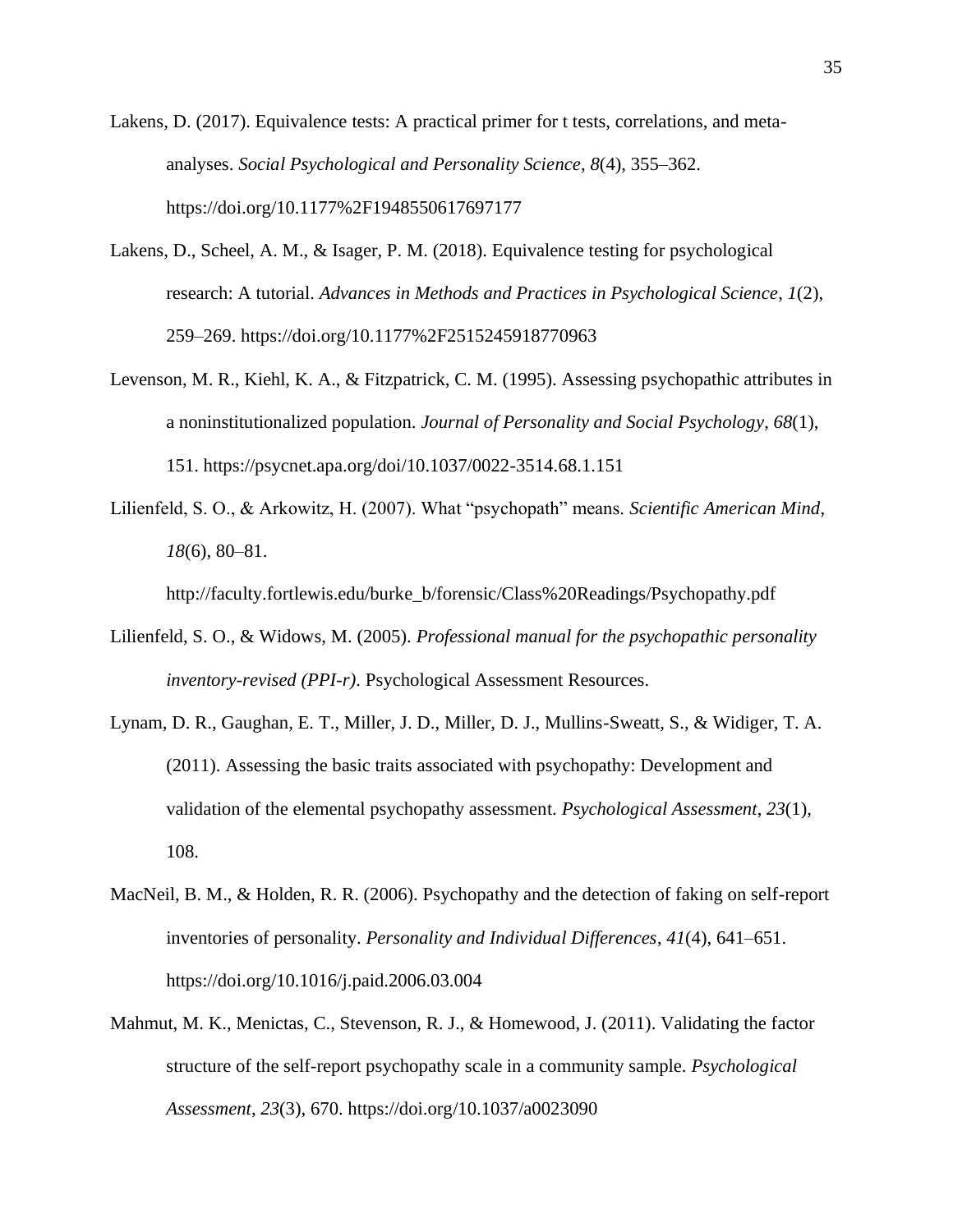Lakens, D. (2017). Equivalence tests: A practical primer for t tests, correlations, and meta-analyses. *Social Psychological and Personality Science*, *8*(4), 355–362. https://doi.org/10.1177%2F1948550617697177

Lakens, D., Scheel, A. M., & Isager, P. M. (2018). Equivalence testing for psychological research: A tutorial. *Advances in Methods and Practices in Psychological Science*, *1*(2), 259–269. https://doi.org/10.1177%2F2515245918770963

Levenson, M. R., Kiehl, K. A., & Fitzpatrick, C. M. (1995). Assessing psychopathic attributes in a noninstitutionalized population. *Journal of Personality and Social Psychology*, *68*(1), 151. https://psycnet.apa.org/doi/10.1037/0022-3514.68.1.151

Lilienfeld, S. O., & Arkowitz, H. (2007). What "psychopath" means. *Scientific American Mind*, *18*(6), 80–81. http://faculty.fortlewis.edu/burke_b/forensic/Class%20Readings/Psychopathy.pdf

Lilienfeld, S. O., & Widows, M. (2005). *Professional manual for the psychopathic personality inventory-revised (PPI-r)*. Psychological Assessment Resources.

Lynam, D. R., Gaughan, E. T., Miller, J. D., Miller, D. J., Mullins-Sweatt, S., & Widiger, T. A. (2011). Assessing the basic traits associated with psychopathy: Development and validation of the elemental psychopathy assessment. *Psychological Assessment*, *23*(1), 108.

MacNeil, B. M., & Holden, R. R. (2006). Psychopathy and the detection of faking on self-report inventories of personality. *Personality and Individual Differences*, *41*(4), 641–651. https://doi.org/10.1016/j.paid.2006.03.004

Mahmut, M. K., Menictas, C., Stevenson, R. J., & Homewood, J. (2011). Validating the factor structure of the self-report psychopathy scale in a community sample. *Psychological Assessment*, *23*(3), 670. https://doi.org/10.1037/a0023090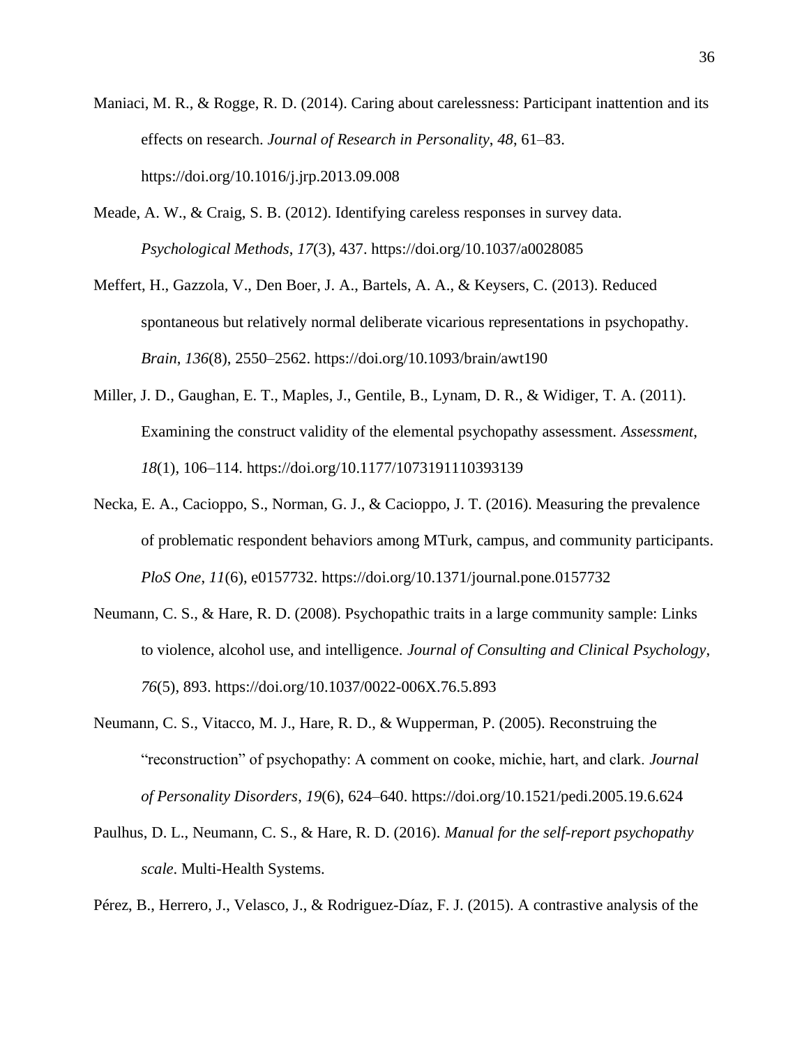Maniaci, M. R., & Rogge, R. D. (2014). Caring about carelessness: Participant inattention and its effects on research. *Journal of Research in Personality*, *48*, 61–83. https://doi.org/10.1016/j.jrp.2013.09.008

Meade, A. W., & Craig, S. B. (2012). Identifying careless responses in survey data. *Psychological Methods*, *17*(3), 437. https://doi.org/10.1037/a0028085

Meffert, H., Gazzola, V., Den Boer, J. A., Bartels, A. A., & Keysers, C. (2013). Reduced spontaneous but relatively normal deliberate vicarious representations in psychopathy. *Brain*, *136*(8), 2550–2562. https://doi.org/10.1093/brain/awt190

Miller, J. D., Gaughan, E. T., Maples, J., Gentile, B., Lynam, D. R., & Widiger, T. A. (2011). Examining the construct validity of the elemental psychopathy assessment. *Assessment*, *18*(1), 106–114. https://doi.org/10.1177/1073191110393139

Necka, E. A., Cacioppo, S., Norman, G. J., & Cacioppo, J. T. (2016). Measuring the prevalence of problematic respondent behaviors among MTurk, campus, and community participants. *PloS One*, *11*(6), e0157732. https://doi.org/10.1371/journal.pone.0157732

Neumann, C. S., & Hare, R. D. (2008). Psychopathic traits in a large community sample: Links to violence, alcohol use, and intelligence. *Journal of Consulting and Clinical Psychology*, *76*(5), 893. https://doi.org/10.1037/0022-006X.76.5.893

Neumann, C. S., Vitacco, M. J., Hare, R. D., & Wupperman, P. (2005). Reconstruing the "reconstruction" of psychopathy: A comment on cooke, michie, hart, and clark. *Journal of Personality Disorders*, *19*(6), 624–640. https://doi.org/10.1521/pedi.2005.19.6.624

Paulhus, D. L., Neumann, C. S., & Hare, R. D. (2016). *Manual for the self-report psychopathy scale*. Multi-Health Systems.

Pérez, B., Herrero, J., Velasco, J., & Rodriguez-Díaz, F. J. (2015). A contrastive analysis of the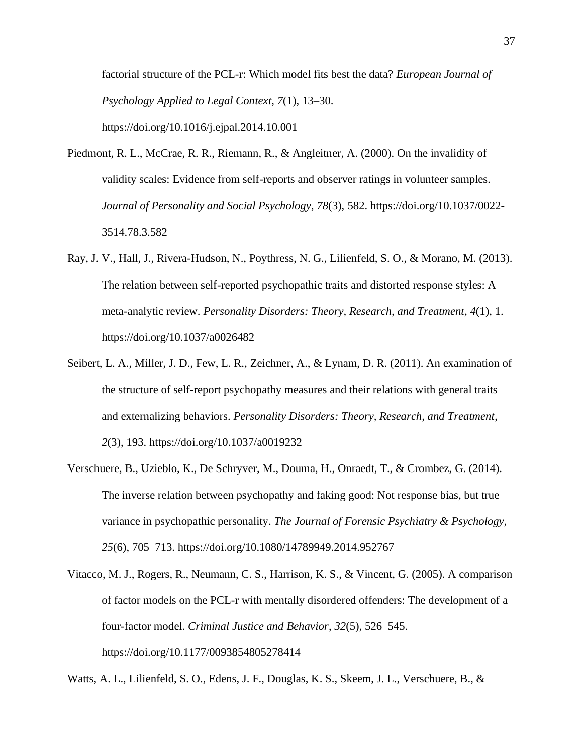factorial structure of the PCL-r: Which model fits best the data? *European Journal of Psychology Applied to Legal Context*, *7*(1), 13–30. https://doi.org/10.1016/j.ejpal.2014.10.001

Piedmont, R. L., McCrae, R. R., Riemann, R., & Angleitner, A. (2000). On the invalidity of validity scales: Evidence from self-reports and observer ratings in volunteer samples. *Journal of Personality and Social Psychology*, *78*(3), 582. https://doi.org/10.1037/0022-3514.78.3.582

Ray, J. V., Hall, J., Rivera-Hudson, N., Poythress, N. G., Lilienfeld, S. O., & Morano, M. (2013). The relation between self-reported psychopathic traits and distorted response styles: A meta-analytic review. *Personality Disorders: Theory, Research, and Treatment*, *4*(1), 1. https://doi.org/10.1037/a0026482

Seibert, L. A., Miller, J. D., Few, L. R., Zeichner, A., & Lynam, D. R. (2011). An examination of the structure of self-report psychopathy measures and their relations with general traits and externalizing behaviors. *Personality Disorders: Theory, Research, and Treatment*, *2*(3), 193. https://doi.org/10.1037/a0019232

Verschuere, B., Uzieblo, K., De Schryver, M., Douma, H., Onraedt, T., & Crombez, G. (2014). The inverse relation between psychopathy and faking good: Not response bias, but true variance in psychopathic personality. *The Journal of Forensic Psychiatry & Psychology*, *25*(6), 705–713. https://doi.org/10.1080/14789949.2014.952767

Vitacco, M. J., Rogers, R., Neumann, C. S., Harrison, K. S., & Vincent, G. (2005). A comparison of factor models on the PCL-r with mentally disordered offenders: The development of a four-factor model. *Criminal Justice and Behavior*, *32*(5), 526–545. https://doi.org/10.1177/0093854805278414

Watts, A. L., Lilienfeld, S. O., Edens, J. F., Douglas, K. S., Skeem, J. L., Verschuere, B., &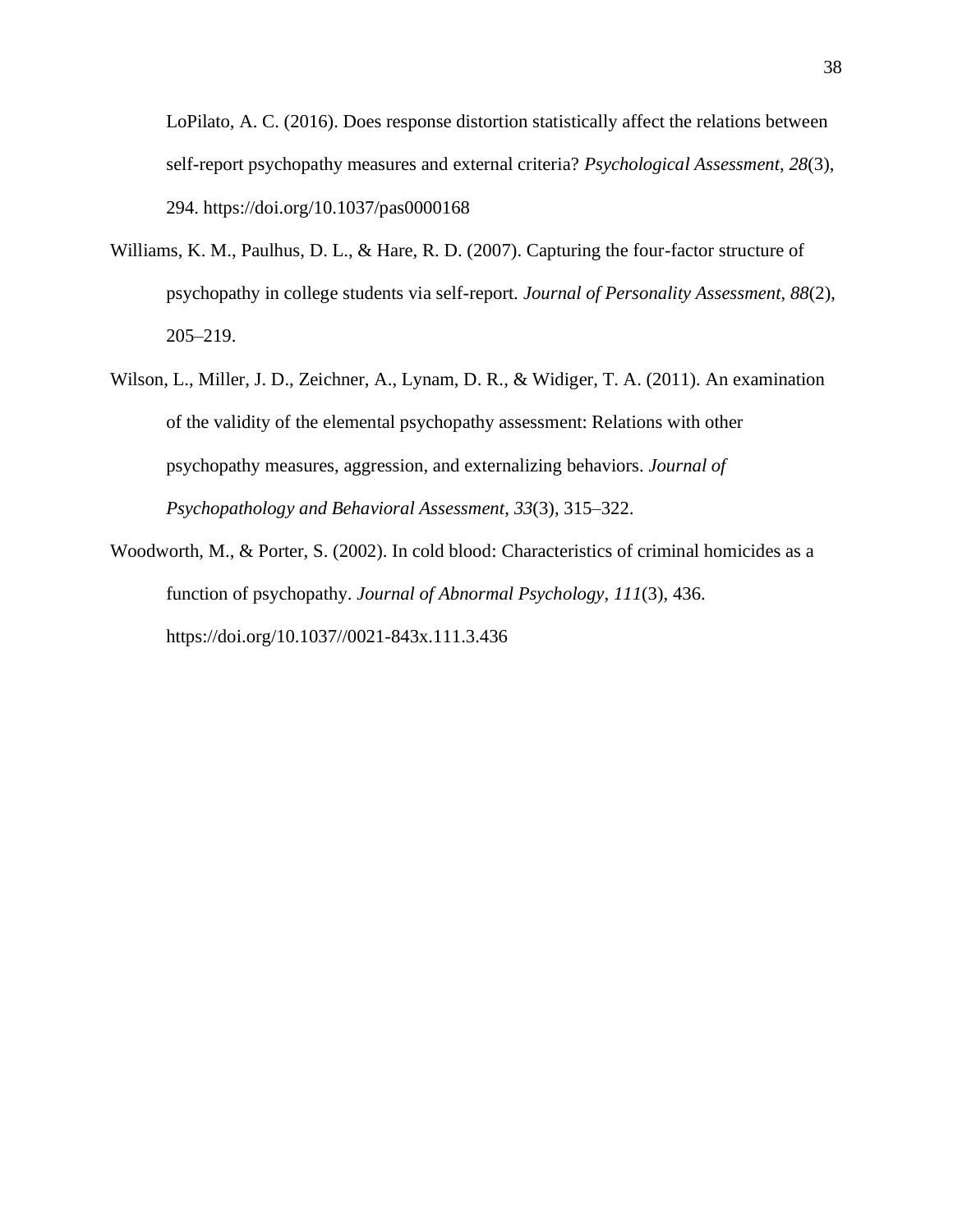LoPilato, A. C. (2016). Does response distortion statistically affect the relations between self-report psychopathy measures and external criteria? *Psychological Assessment*, *28*(3), 294. https://doi.org/10.1037/pas0000168

Williams, K. M., Paulhus, D. L., & Hare, R. D. (2007). Capturing the four-factor structure of psychopathy in college students via self-report. *Journal of Personality Assessment*, *88*(2), 205–219.

Wilson, L., Miller, J. D., Zeichner, A., Lynam, D. R., & Widiger, T. A. (2011). An examination of the validity of the elemental psychopathy assessment: Relations with other psychopathy measures, aggression, and externalizing behaviors. *Journal of Psychopathology and Behavioral Assessment*, *33*(3), 315–322.

Woodworth, M., & Porter, S. (2002). In cold blood: Characteristics of criminal homicides as a function of psychopathy. *Journal of Abnormal Psychology*, *111*(3), 436. https://doi.org/10.1037//0021-843x.111.3.436